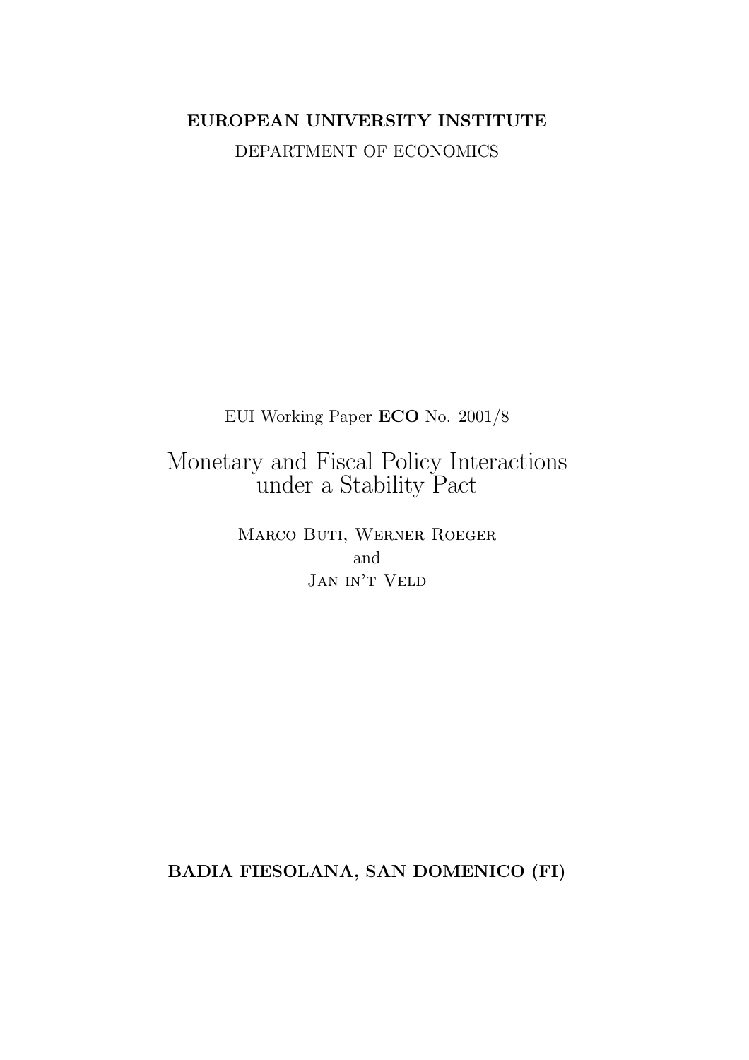**EUROPEAN UNIVERSITY INSTITUTE**

DEPARTMENT OF ECONOMICS

EUI Working Paper **ECO** No. 2001/8

# Monetary and Fiscal Policy Interactions under a Stability Pact

Marco Buti, Werner Roeger
and
Jan in't Veld

**BADIA FIESOLANA, SAN DOMENICO (FI)**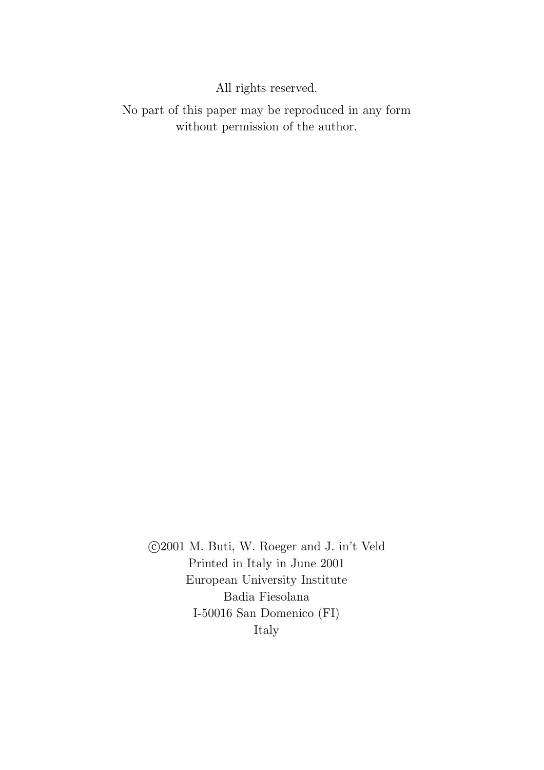All rights reserved.

No part of this paper may be reproduced in any form without permission of the author.

©2001 M. Buti, W. Roeger and J. in't Veld
Printed in Italy in June 2001
European University Institute
Badia Fiesolana
I-50016 San Domenico (FI)
Italy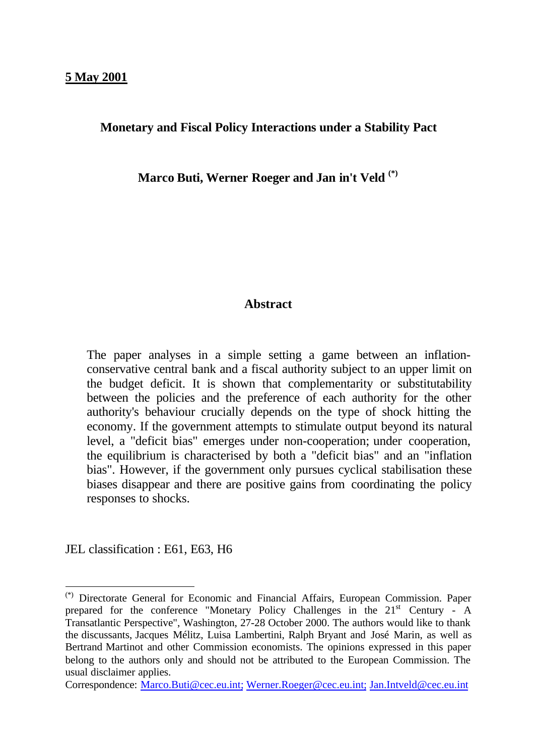**5 May 2001**

## Monetary and Fiscal Policy Interactions under a Stability Pact

**Marco Buti, Werner Roeger and Jan in't Veld [(*)]**

### Abstract

The paper analyses in a simple setting a game between an inflation-conservative central bank and a fiscal authority subject to an upper limit on the budget deficit. It is shown that complementarity or substitutability between the policies and the preference of each authority for the other authority's behaviour crucially depends on the type of shock hitting the economy. If the government attempts to stimulate output beyond its natural level, a "deficit bias" emerges under non-cooperation; under cooperation, the equilibrium is characterised by both a "deficit bias" and an "inflation bias". However, if the government only pursues cyclical stabilisation these biases disappear and there are positive gains from coordinating the policy responses to shocks.

JEL classification : E61, E63, H6

---

[(*)] Directorate General for Economic and Financial Affairs, European Commission. Paper prepared for the conference "Monetary Policy Challenges in the 21st Century - A Transatlantic Perspective", Washington, 27-28 October 2000. The authors would like to thank the discussants, Jacques Mélitz, Luisa Lambertini, Ralph Bryant and José Marin, as well as Bertrand Martinot and other Commission economists. The opinions expressed in this paper belong to the authors only and should not be attributed to the European Commission. The usual disclaimer applies.

Correspondence: Marco.Buti@cec.eu.int; Werner.Roeger@cec.eu.int; Jan.Intveld@cec.eu.int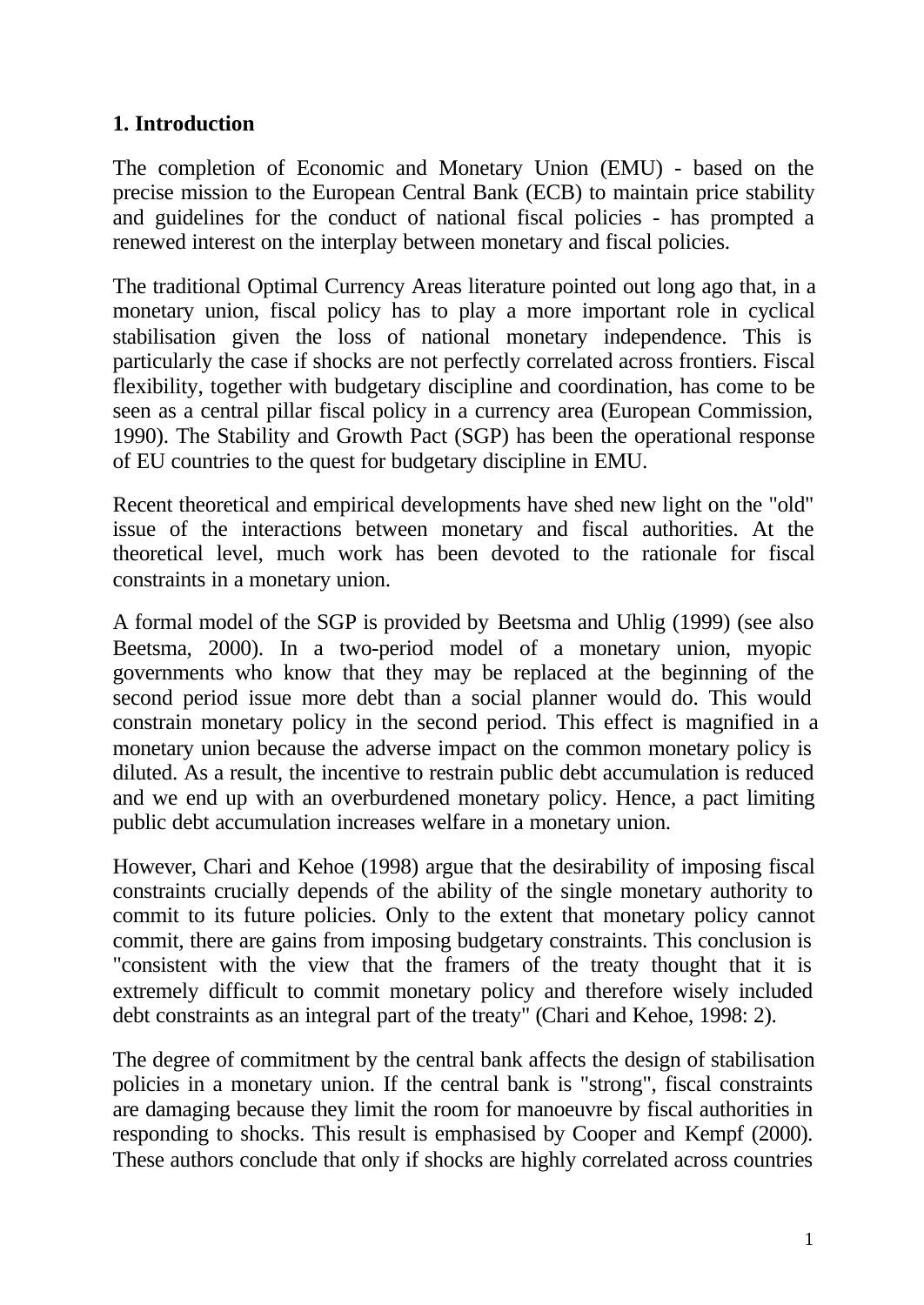## 1. Introduction

The completion of Economic and Monetary Union (EMU) - based on the precise mission to the European Central Bank (ECB) to maintain price stability and guidelines for the conduct of national fiscal policies - has prompted a renewed interest on the interplay between monetary and fiscal policies.

The traditional Optimal Currency Areas literature pointed out long ago that, in a monetary union, fiscal policy has to play a more important role in cyclical stabilisation given the loss of national monetary independence. This is particularly the case if shocks are not perfectly correlated across frontiers. Fiscal flexibility, together with budgetary discipline and coordination, has come to be seen as a central pillar fiscal policy in a currency area (European Commission, 1990). The Stability and Growth Pact (SGP) has been the operational response of EU countries to the quest for budgetary discipline in EMU.

Recent theoretical and empirical developments have shed new light on the "old" issue of the interactions between monetary and fiscal authorities. At the theoretical level, much work has been devoted to the rationale for fiscal constraints in a monetary union.

A formal model of the SGP is provided by Beetsma and Uhlig (1999) (see also Beetsma, 2000). In a two-period model of a monetary union, myopic governments who know that they may be replaced at the beginning of the second period issue more debt than a social planner would do. This would constrain monetary policy in the second period. This effect is magnified in a monetary union because the adverse impact on the common monetary policy is diluted. As a result, the incentive to restrain public debt accumulation is reduced and we end up with an overburdened monetary policy. Hence, a pact limiting public debt accumulation increases welfare in a monetary union.

However, Chari and Kehoe (1998) argue that the desirability of imposing fiscal constraints crucially depends of the ability of the single monetary authority to commit to its future policies. Only to the extent that monetary policy cannot commit, there are gains from imposing budgetary constraints. This conclusion is "consistent with the view that the framers of the treaty thought that it is extremely difficult to commit monetary policy and therefore wisely included debt constraints as an integral part of the treaty" (Chari and Kehoe, 1998: 2).

The degree of commitment by the central bank affects the design of stabilisation policies in a monetary union. If the central bank is "strong", fiscal constraints are damaging because they limit the room for manoeuvre by fiscal authorities in responding to shocks. This result is emphasised by Cooper and Kempf (2000). These authors conclude that only if shocks are highly correlated across countries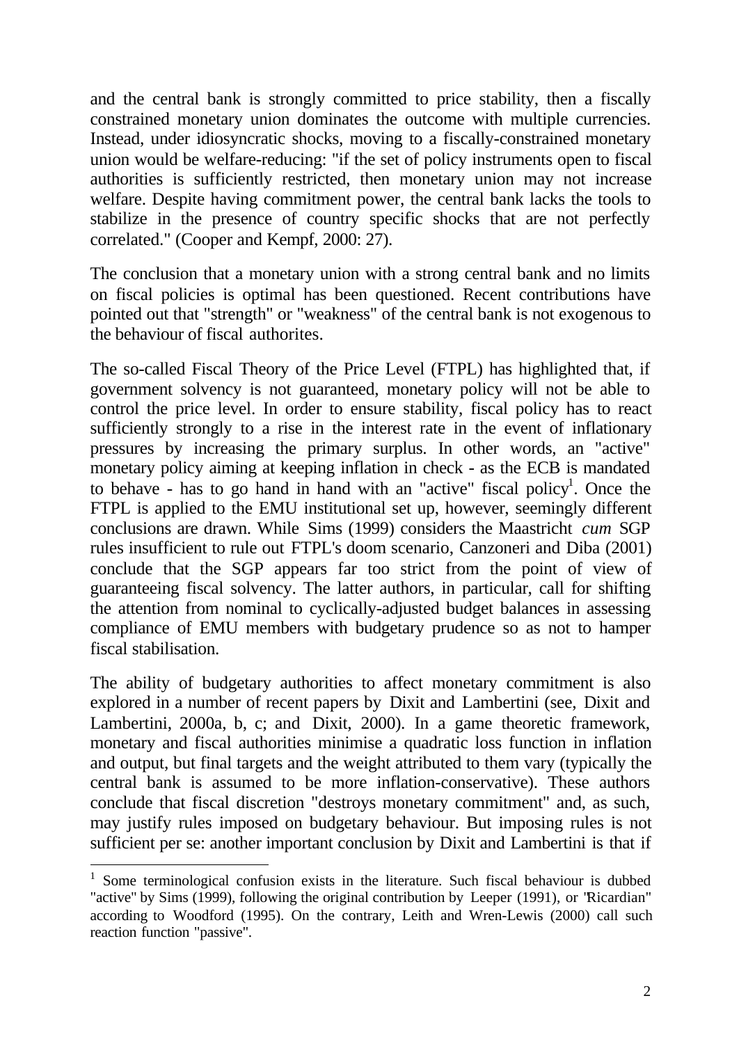and the central bank is strongly committed to price stability, then a fiscally constrained monetary union dominates the outcome with multiple currencies. Instead, under idiosyncratic shocks, moving to a fiscally-constrained monetary union would be welfare-reducing: "if the set of policy instruments open to fiscal authorities is sufficiently restricted, then monetary union may not increase welfare. Despite having commitment power, the central bank lacks the tools to stabilize in the presence of country specific shocks that are not perfectly correlated." (Cooper and Kempf, 2000: 27).

The conclusion that a monetary union with a strong central bank and no limits on fiscal policies is optimal has been questioned. Recent contributions have pointed out that "strength" or "weakness" of the central bank is not exogenous to the behaviour of fiscal authorites.

The so-called Fiscal Theory of the Price Level (FTPL) has highlighted that, if government solvency is not guaranteed, monetary policy will not be able to control the price level. In order to ensure stability, fiscal policy has to react sufficiently strongly to a rise in the interest rate in the event of inflationary pressures by increasing the primary surplus. In other words, an "active" monetary policy aiming at keeping inflation in check - as the ECB is mandated to behave - has to go hand in hand with an "active" fiscal policy[1]. Once the FTPL is applied to the EMU institutional set up, however, seemingly different conclusions are drawn. While Sims (1999) considers the Maastricht *cum* SGP rules insufficient to rule out FTPL's doom scenario, Canzoneri and Diba (2001) conclude that the SGP appears far too strict from the point of view of guaranteeing fiscal solvency. The latter authors, in particular, call for shifting the attention from nominal to cyclically-adjusted budget balances in assessing compliance of EMU members with budgetary prudence so as not to hamper fiscal stabilisation.

The ability of budgetary authorities to affect monetary commitment is also explored in a number of recent papers by Dixit and Lambertini (see, Dixit and Lambertini, 2000a, b, c; and Dixit, 2000). In a game theoretic framework, monetary and fiscal authorities minimise a quadratic loss function in inflation and output, but final targets and the weight attributed to them vary (typically the central bank is assumed to be more inflation-conservative). These authors conclude that fiscal discretion "destroys monetary commitment" and, as such, may justify rules imposed on budgetary behaviour. But imposing rules is not sufficient per se: another important conclusion by Dixit and Lambertini is that if

[1] Some terminological confusion exists in the literature. Such fiscal behaviour is dubbed "active" by Sims (1999), following the original contribution by Leeper (1991), or "Ricardian" according to Woodford (1995). On the contrary, Leith and Wren-Lewis (2000) call such reaction function "passive".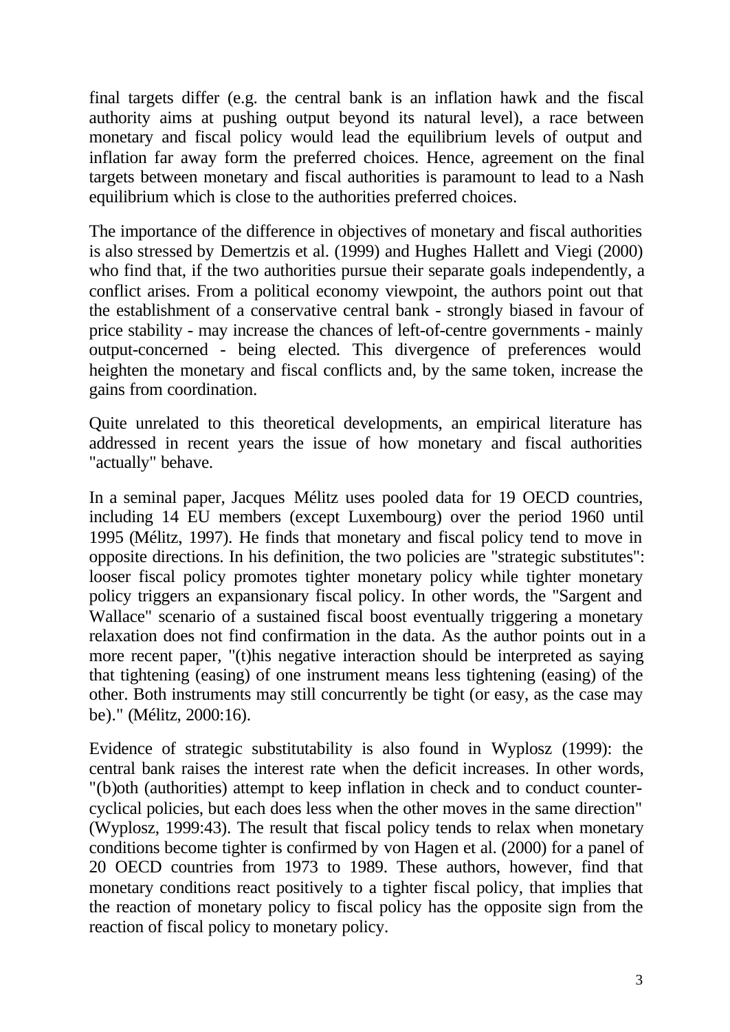final targets differ (e.g. the central bank is an inflation hawk and the fiscal authority aims at pushing output beyond its natural level), a race between monetary and fiscal policy would lead the equilibrium levels of output and inflation far away form the preferred choices. Hence, agreement on the final targets between monetary and fiscal authorities is paramount to lead to a Nash equilibrium which is close to the authorities preferred choices.

The importance of the difference in objectives of monetary and fiscal authorities is also stressed by Demertzis et al. (1999) and Hughes Hallett and Viegi (2000) who find that, if the two authorities pursue their separate goals independently, a conflict arises. From a political economy viewpoint, the authors point out that the establishment of a conservative central bank - strongly biased in favour of price stability - may increase the chances of left-of-centre governments - mainly output-concerned - being elected. This divergence of preferences would heighten the monetary and fiscal conflicts and, by the same token, increase the gains from coordination.

Quite unrelated to this theoretical developments, an empirical literature has addressed in recent years the issue of how monetary and fiscal authorities "actually" behave.

In a seminal paper, Jacques Mélitz uses pooled data for 19 OECD countries, including 14 EU members (except Luxembourg) over the period 1960 until 1995 (Mélitz, 1997). He finds that monetary and fiscal policy tend to move in opposite directions. In his definition, the two policies are "strategic substitutes": looser fiscal policy promotes tighter monetary policy while tighter monetary policy triggers an expansionary fiscal policy. In other words, the "Sargent and Wallace" scenario of a sustained fiscal boost eventually triggering a monetary relaxation does not find confirmation in the data. As the author points out in a more recent paper, "(t)his negative interaction should be interpreted as saying that tightening (easing) of one instrument means less tightening (easing) of the other. Both instruments may still concurrently be tight (or easy, as the case may be)." (Mélitz, 2000:16).

Evidence of strategic substitutability is also found in Wyplosz (1999): the central bank raises the interest rate when the deficit increases. In other words, "(b)oth (authorities) attempt to keep inflation in check and to conduct counter-cyclical policies, but each does less when the other moves in the same direction" (Wyplosz, 1999:43). The result that fiscal policy tends to relax when monetary conditions become tighter is confirmed by von Hagen et al. (2000) for a panel of 20 OECD countries from 1973 to 1989. These authors, however, find that monetary conditions react positively to a tighter fiscal policy, that implies that the reaction of monetary policy to fiscal policy has the opposite sign from the reaction of fiscal policy to monetary policy.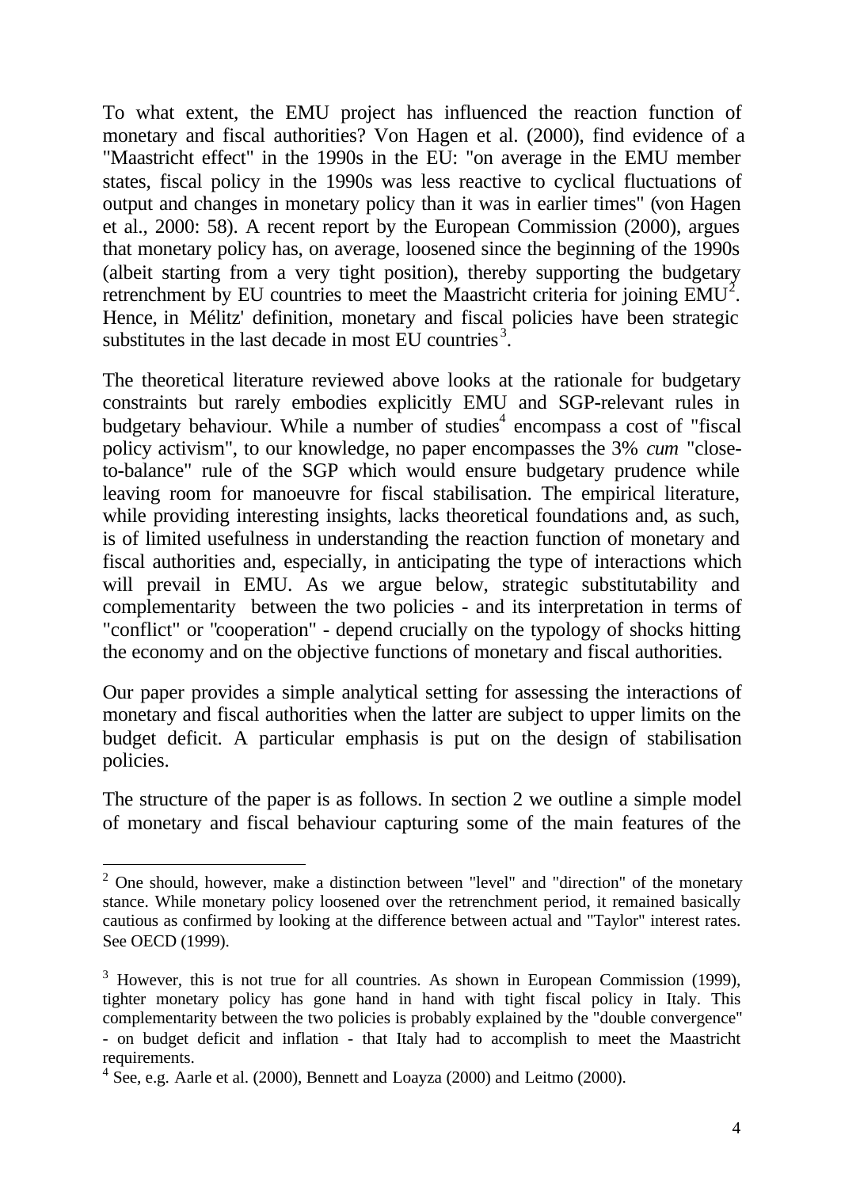To what extent, the EMU project has influenced the reaction function of monetary and fiscal authorities? Von Hagen et al. (2000), find evidence of a "Maastricht effect" in the 1990s in the EU: "on average in the EMU member states, fiscal policy in the 1990s was less reactive to cyclical fluctuations of output and changes in monetary policy than it was in earlier times" (von Hagen et al., 2000: 58). A recent report by the European Commission (2000), argues that monetary policy has, on average, loosened since the beginning of the 1990s (albeit starting from a very tight position), thereby supporting the budgetary retrenchment by EU countries to meet the Maastricht criteria for joining EMU[2]. Hence, in Mélitz' definition, monetary and fiscal policies have been strategic substitutes in the last decade in most EU countries[3].

The theoretical literature reviewed above looks at the rationale for budgetary constraints but rarely embodies explicitly EMU and SGP-relevant rules in budgetary behaviour. While a number of studies[4] encompass a cost of "fiscal policy activism", to our knowledge, no paper encompasses the 3% *cum* "close-to-balance" rule of the SGP which would ensure budgetary prudence while leaving room for manoeuvre for fiscal stabilisation. The empirical literature, while providing interesting insights, lacks theoretical foundations and, as such, is of limited usefulness in understanding the reaction function of monetary and fiscal authorities and, especially, in anticipating the type of interactions which will prevail in EMU. As we argue below, strategic substitutability and complementarity between the two policies - and its interpretation in terms of "conflict" or "cooperation" - depend crucially on the typology of shocks hitting the economy and on the objective functions of monetary and fiscal authorities.

Our paper provides a simple analytical setting for assessing the interactions of monetary and fiscal authorities when the latter are subject to upper limits on the budget deficit. A particular emphasis is put on the design of stabilisation policies.

The structure of the paper is as follows. In section 2 we outline a simple model of monetary and fiscal behaviour capturing some of the main features of the

---

[2] One should, however, make a distinction between "level" and "direction" of the monetary stance. While monetary policy loosened over the retrenchment period, it remained basically cautious as confirmed by looking at the difference between actual and "Taylor" interest rates. See OECD (1999).

[3] However, this is not true for all countries. As shown in European Commission (1999), tighter monetary policy has gone hand in hand with tight fiscal policy in Italy. This complementarity between the two policies is probably explained by the "double convergence" - on budget deficit and inflation - that Italy had to accomplish to meet the Maastricht requirements.

[4] See, e.g. Aarle et al. (2000), Bennett and Loayza (2000) and Leitmo (2000).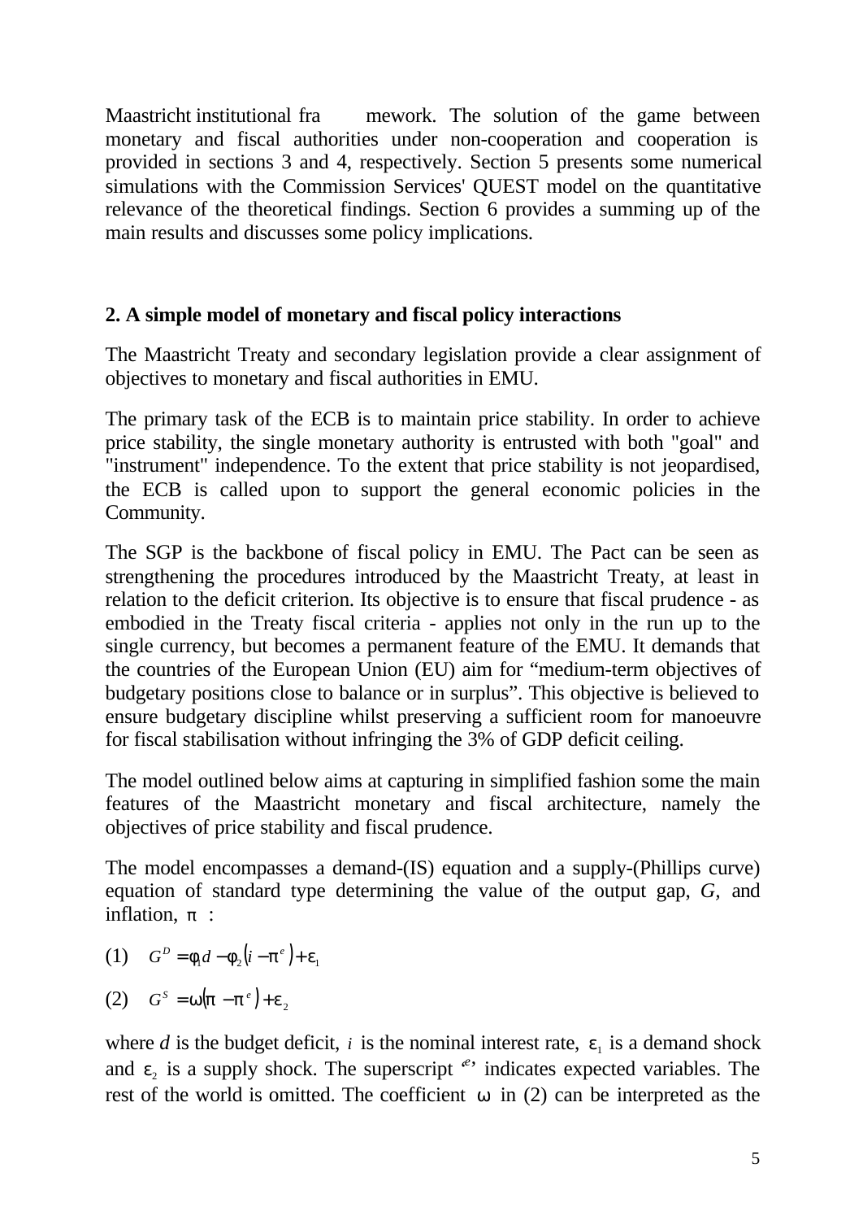Maastricht institutional framework. The solution of the game between monetary and fiscal authorities under non-cooperation and cooperation is provided in sections 3 and 4, respectively. Section 5 presents some numerical simulations with the Commission Services' QUEST model on the quantitative relevance of the theoretical findings. Section 6 provides a summing up of the main results and discusses some policy implications.

## 2. A simple model of monetary and fiscal policy interactions

The Maastricht Treaty and secondary legislation provide a clear assignment of objectives to monetary and fiscal authorities in EMU.

The primary task of the ECB is to maintain price stability. In order to achieve price stability, the single monetary authority is entrusted with both "goal" and "instrument" independence. To the extent that price stability is not jeopardised, the ECB is called upon to support the general economic policies in the Community.

The SGP is the backbone of fiscal policy in EMU. The Pact can be seen as strengthening the procedures introduced by the Maastricht Treaty, at least in relation to the deficit criterion. Its objective is to ensure that fiscal prudence - as embodied in the Treaty fiscal criteria - applies not only in the run up to the single currency, but becomes a permanent feature of the EMU. It demands that the countries of the European Union (EU) aim for "medium-term objectives of budgetary positions close to balance or in surplus". This objective is believed to ensure budgetary discipline whilst preserving a sufficient room for manoeuvre for fiscal stabilisation without infringing the 3% of GDP deficit ceiling.

The model outlined below aims at capturing in simplified fashion some the main features of the Maastricht monetary and fiscal architecture, namely the objectives of price stability and fiscal prudence.

The model encompasses a demand-(IS) equation and a supply-(Phillips curve) equation of standard type determining the value of the output gap, *G*, and inflation, $\pi$ :

(1) $G^D = \phi_1 d - \phi_2 (i - \pi^e) + \varepsilon_1$

(2) $G^S = \omega(\pi - \pi^e) + \varepsilon_2$

where *d* is the budget deficit, $i$ is the nominal interest rate, $\varepsilon_1$ is a demand shock and $\varepsilon_2$ is a supply shock. The superscript '*e*' indicates expected variables. The rest of the world is omitted. The coefficient $\omega$ in (2) can be interpreted as the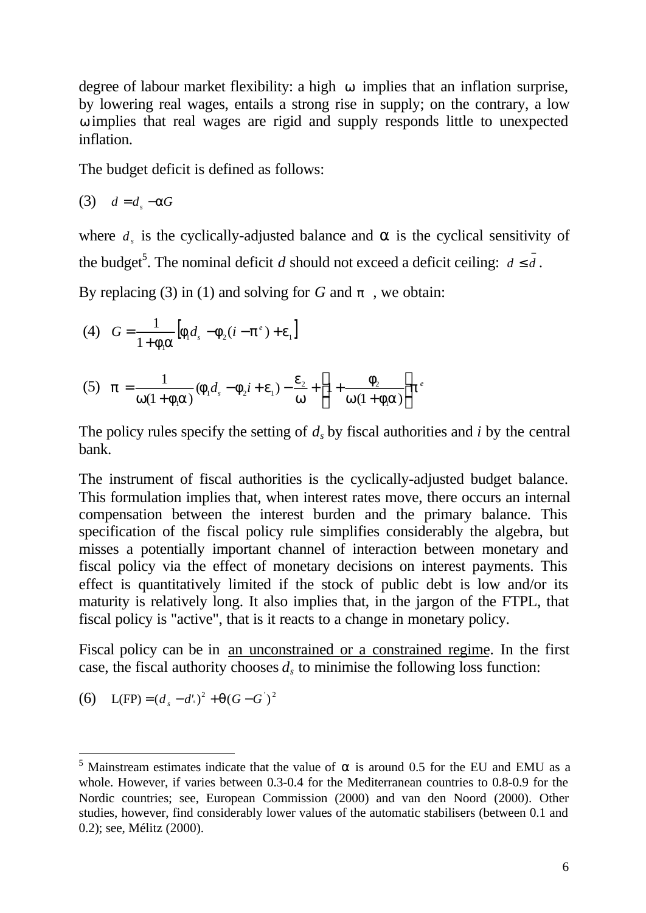degree of labour market flexibility: a high $\omega$ implies that an inflation surprise, by lowering real wages, entails a strong rise in supply; on the contrary, a low $\omega$ implies that real wages are rigid and supply responds little to unexpected inflation.

The budget deficit is defined as follows:

$$(3) \quad d = d_s - \alpha G$$

where $d_s$ is the cyclically-adjusted balance and $\alpha$ is the cyclical sensitivity of the budget[5]. The nominal deficit *d* should not exceed a deficit ceiling: $d \leq \bar{d}$.

By replacing (3) in (1) and solving for *G* and $\pi$, we obtain:

$$(4) \quad G = \frac{1}{1+\phi_1 \alpha}\left[\phi_1 d_s - \phi_2 (i - \pi^e) + \varepsilon_1\right]$$

$$(5) \quad \pi = \frac{1}{\omega(1+\phi_1 \alpha)}(\phi_1 d_s - \phi_2 i + \varepsilon_1) - \frac{\varepsilon_2}{\omega} + \left(1 + \frac{\phi_2}{\omega(1+\phi_1 \alpha)}\right)\pi^e$$

The policy rules specify the setting of $d_s$ by fiscal authorities and *i* by the central bank.

The instrument of fiscal authorities is the cyclically-adjusted budget balance. This formulation implies that, when interest rates move, there occurs an internal compensation between the interest burden and the primary balance. This specification of the fiscal policy rule simplifies considerably the algebra, but misses a potentially important channel of interaction between monetary and fiscal policy via the effect of monetary decisions on interest payments. This effect is quantitatively limited if the stock of public debt is low and/or its maturity is relatively long. It also implies that, in the jargon of the FTPL, that fiscal policy is "active", that is it reacts to a change in monetary policy.

Fiscal policy can be in <u>an unconstrained or a constrained regime</u>. In the first case, the fiscal authority chooses $d_s$ to minimise the following loss function:

$$(6) \quad L(FP) = (d_s - d'_s)^2 + \theta (G - G')^2$$

---

[5] Mainstream estimates indicate that the value of $\alpha$ is around 0.5 for the EU and EMU as a whole. However, if varies between 0.3-0.4 for the Mediterranean countries to 0.8-0.9 for the Nordic countries; see, European Commission (2000) and van den Noord (2000). Other studies, however, find considerably lower values of the automatic stabilisers (between 0.1 and 0.2); see, Mélitz (2000).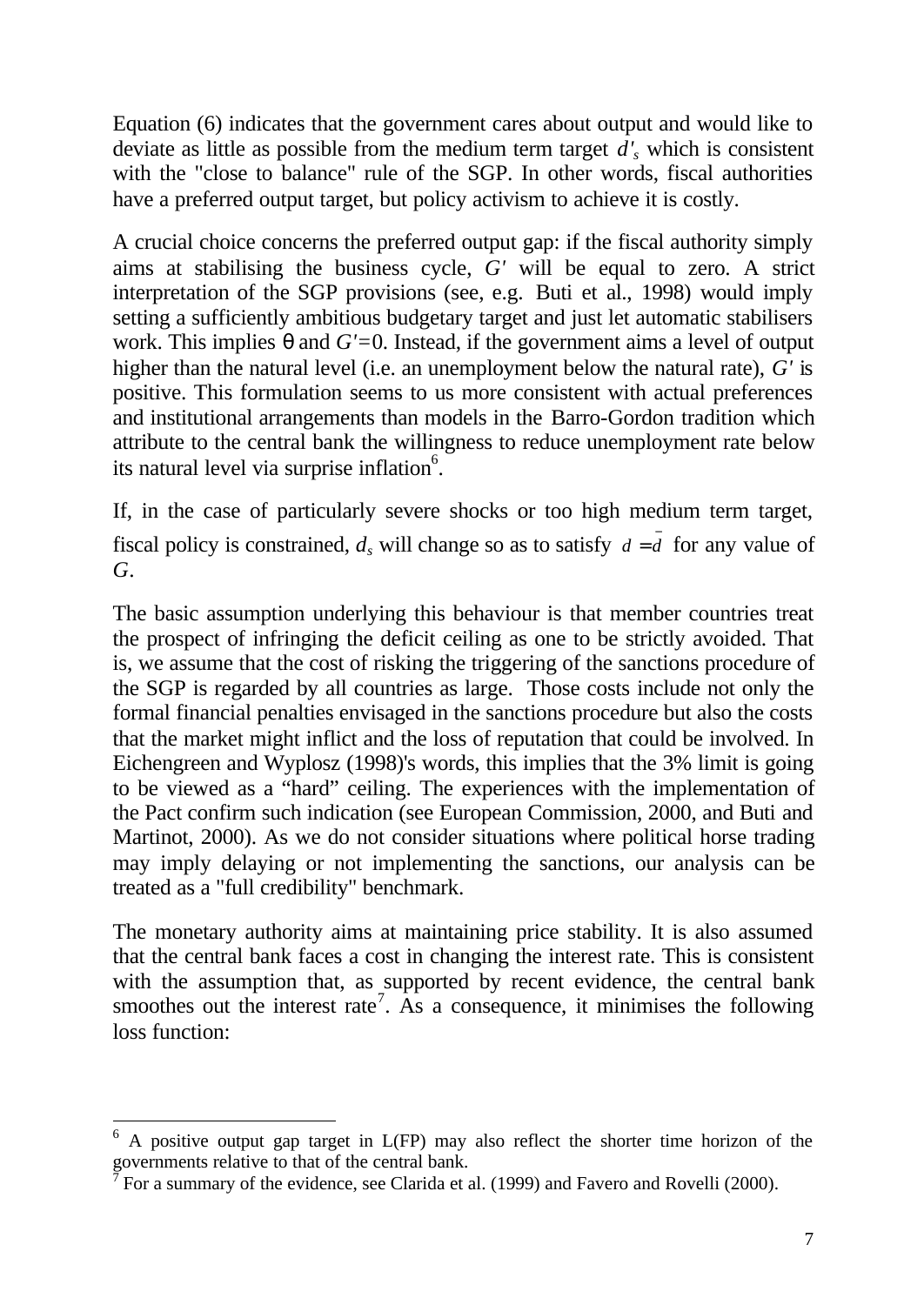Equation (6) indicates that the government cares about output and would like to deviate as little as possible from the medium term target $d'_s$ which is consistent with the "close to balance" rule of the SGP. In other words, fiscal authorities have a preferred output target, but policy activism to achieve it is costly.

A crucial choice concerns the preferred output gap: if the fiscal authority simply aims at stabilising the business cycle, $G'$ will be equal to zero. A strict interpretation of the SGP provisions (see, e.g. Buti et al., 1998) would imply setting a sufficiently ambitious budgetary target and just let automatic stabilisers work. This implies θ and $G'=0$. Instead, if the government aims a level of output higher than the natural level (i.e. an unemployment below the natural rate), $G'$ is positive. This formulation seems to us more consistent with actual preferences and institutional arrangements than models in the Barro-Gordon tradition which attribute to the central bank the willingness to reduce unemployment rate below its natural level via surprise inflation[6].

If, in the case of particularly severe shocks or too high medium term target, fiscal policy is constrained, $d_s$ will change so as to satisfy $d = \bar{d}$ for any value of $G$.

The basic assumption underlying this behaviour is that member countries treat the prospect of infringing the deficit ceiling as one to be strictly avoided. That is, we assume that the cost of risking the triggering of the sanctions procedure of the SGP is regarded by all countries as large. Those costs include not only the formal financial penalties envisaged in the sanctions procedure but also the costs that the market might inflict and the loss of reputation that could be involved. In Eichengreen and Wyplosz (1998)'s words, this implies that the 3% limit is going to be viewed as a "hard" ceiling. The experiences with the implementation of the Pact confirm such indication (see European Commission, 2000, and Buti and Martinot, 2000). As we do not consider situations where political horse trading may imply delaying or not implementing the sanctions, our analysis can be treated as a "full credibility" benchmark.

The monetary authority aims at maintaining price stability. It is also assumed that the central bank faces a cost in changing the interest rate. This is consistent with the assumption that, as supported by recent evidence, the central bank smoothes out the interest rate[7]. As a consequence, it minimises the following loss function:

[6] A positive output gap target in L(FP) may also reflect the shorter time horizon of the governments relative to that of the central bank.

[7] For a summary of the evidence, see Clarida et al. (1999) and Favero and Rovelli (2000).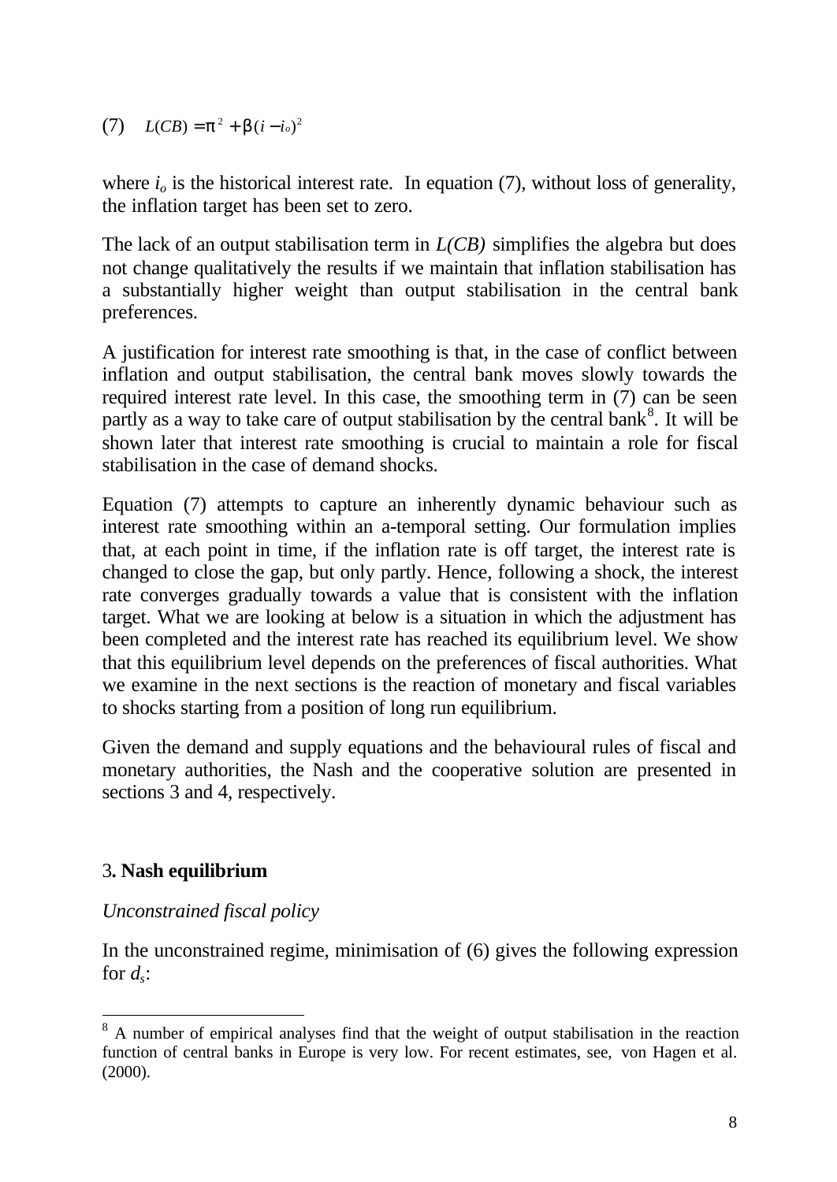$$(7) \quad L(CB) = \pi^2 + \beta(i - i_o)^2$$

where $i_o$ is the historical interest rate. In equation (7), without loss of generality, the inflation target has been set to zero.

The lack of an output stabilisation term in *L(CB)* simplifies the algebra but does not change qualitatively the results if we maintain that inflation stabilisation has a substantially higher weight than output stabilisation in the central bank preferences.

A justification for interest rate smoothing is that, in the case of conflict between inflation and output stabilisation, the central bank moves slowly towards the required interest rate level. In this case, the smoothing term in (7) can be seen partly as a way to take care of output stabilisation by the central bank[8]. It will be shown later that interest rate smoothing is crucial to maintain a role for fiscal stabilisation in the case of demand shocks.

Equation (7) attempts to capture an inherently dynamic behaviour such as interest rate smoothing within an a-temporal setting. Our formulation implies that, at each point in time, if the inflation rate is off target, the interest rate is changed to close the gap, but only partly. Hence, following a shock, the interest rate converges gradually towards a value that is consistent with the inflation target. What we are looking at below is a situation in which the adjustment has been completed and the interest rate has reached its equilibrium level. We show that this equilibrium level depends on the preferences of fiscal authorities. What we examine in the next sections is the reaction of monetary and fiscal variables to shocks starting from a position of long run equilibrium.

Given the demand and supply equations and the behavioural rules of fiscal and monetary authorities, the Nash and the cooperative solution are presented in sections 3 and 4, respectively.

## 3. Nash equilibrium

*Unconstrained fiscal policy*

In the unconstrained regime, minimisation of (6) gives the following expression for $d_s$:

---

[8] A number of empirical analyses find that the weight of output stabilisation in the reaction function of central banks in Europe is very low. For recent estimates, see, von Hagen et al. (2000).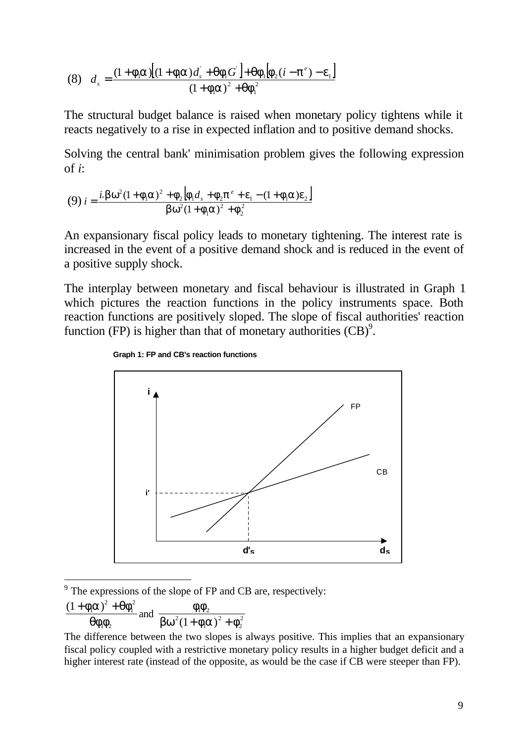$$(8) \quad d_s = \frac{(1+\phi_1\alpha)\left[(1+\phi_1\alpha)d_s^{'} + \theta\phi_1 G^{'}\right] + \theta\phi_1\left[\phi_2(i-\pi^e) - \varepsilon_1\right]}{(1+\phi_1\alpha)^2 + \theta\phi_1^2}$$

The structural budget balance is raised when monetary policy tightens while it reacts negatively to a rise in expected inflation and to positive demand shocks.

Solving the central bank' minimisation problem gives the following expression of *i*:

$$(9) \; i = \frac{i_o\beta\omega^2(1+\phi_1\alpha)^2 + \phi_2\left[\phi_1 d_s + \phi_2\pi^e + \varepsilon_1 - (1+\phi_1\alpha)\varepsilon_2\right]}{\beta\omega^2(1+\phi_1\alpha)^2 + \phi_2^2}$$

An expansionary fiscal policy leads to monetary tightening. The interest rate is increased in the event of a positive demand shock and is reduced in the event of a positive supply shock.

The interplay between monetary and fiscal behaviour is illustrated in Graph 1 which pictures the reaction functions in the policy instruments space. Both reaction functions are positively sloped. The slope of fiscal authorities' reaction function (FP) is higher than that of monetary authorities (CB)[9].

**Graph 1: FP and CB's reaction functions**

---

[9] The expressions of the slope of FP and CB are, respectively:

$$\frac{(1+\phi_1\alpha)^2 + \theta\phi_1^2}{\theta\phi_1\phi_2} \text{ and } \frac{\phi_1\phi_2}{\beta\omega^2(1+\phi_1\alpha)^2 + \phi_2^2}$$

The difference between the two slopes is always positive. This implies that an expansionary fiscal policy coupled with a restrictive monetary policy results in a higher budget deficit and a higher interest rate (instead of the opposite, as would be the case if CB were steeper than FP).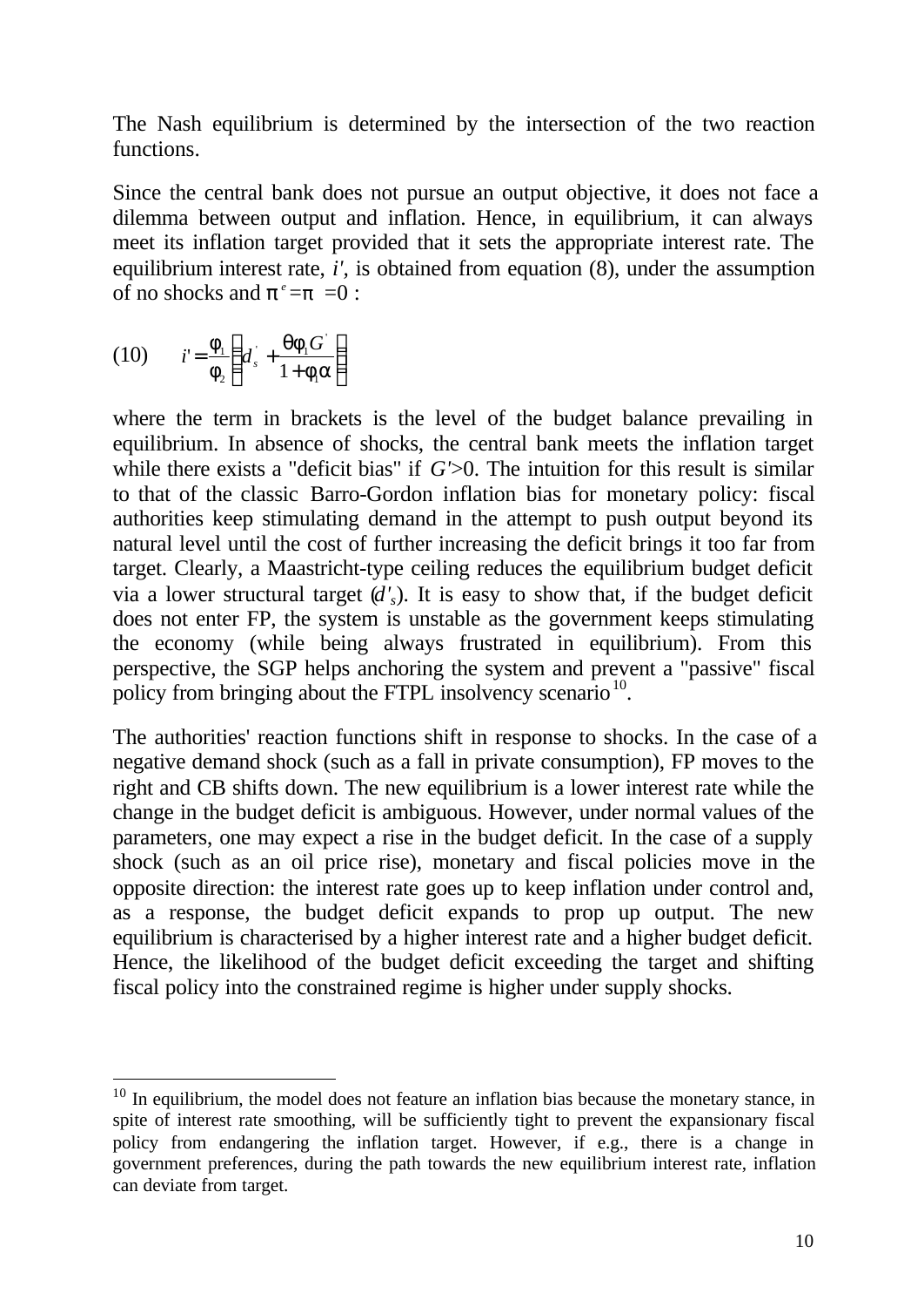The Nash equilibrium is determined by the intersection of the two reaction functions.

Since the central bank does not pursue an output objective, it does not face a dilemma between output and inflation. Hence, in equilibrium, it can always meet its inflation target provided that it sets the appropriate interest rate. The equilibrium interest rate, *i'*, is obtained from equation (8), under the assumption of no shocks and $\pi^e = \pi = 0$ :

$$
(10) \qquad i' = \frac{\phi_1}{\phi_2}\left(d_s^{'} + \frac{\theta\phi_1 G^{'}}{1+\phi_1\alpha}\right)
$$

where the term in brackets is the level of the budget balance prevailing in equilibrium. In absence of shocks, the central bank meets the inflation target while there exists a "deficit bias" if $G'$>0. The intuition for this result is similar to that of the classic Barro-Gordon inflation bias for monetary policy: fiscal authorities keep stimulating demand in the attempt to push output beyond its natural level until the cost of further increasing the deficit brings it too far from target. Clearly, a Maastricht-type ceiling reduces the equilibrium budget deficit via a lower structural target ($d'_s$). It is easy to show that, if the budget deficit does not enter FP, the system is unstable as the government keeps stimulating the economy (while being always frustrated in equilibrium). From this perspective, the SGP helps anchoring the system and prevent a "passive" fiscal policy from bringing about the FTPL insolvency scenario[10].

The authorities' reaction functions shift in response to shocks. In the case of a negative demand shock (such as a fall in private consumption), FP moves to the right and CB shifts down. The new equilibrium is a lower interest rate while the change in the budget deficit is ambiguous. However, under normal values of the parameters, one may expect a rise in the budget deficit. In the case of a supply shock (such as an oil price rise), monetary and fiscal policies move in the opposite direction: the interest rate goes up to keep inflation under control and, as a response, the budget deficit expands to prop up output. The new equilibrium is characterised by a higher interest rate and a higher budget deficit. Hence, the likelihood of the budget deficit exceeding the target and shifting fiscal policy into the constrained regime is higher under supply shocks.

---

[10] In equilibrium, the model does not feature an inflation bias because the monetary stance, in spite of interest rate smoothing, will be sufficiently tight to prevent the expansionary fiscal policy from endangering the inflation target. However, if e.g., there is a change in government preferences, during the path towards the new equilibrium interest rate, inflation can deviate from target.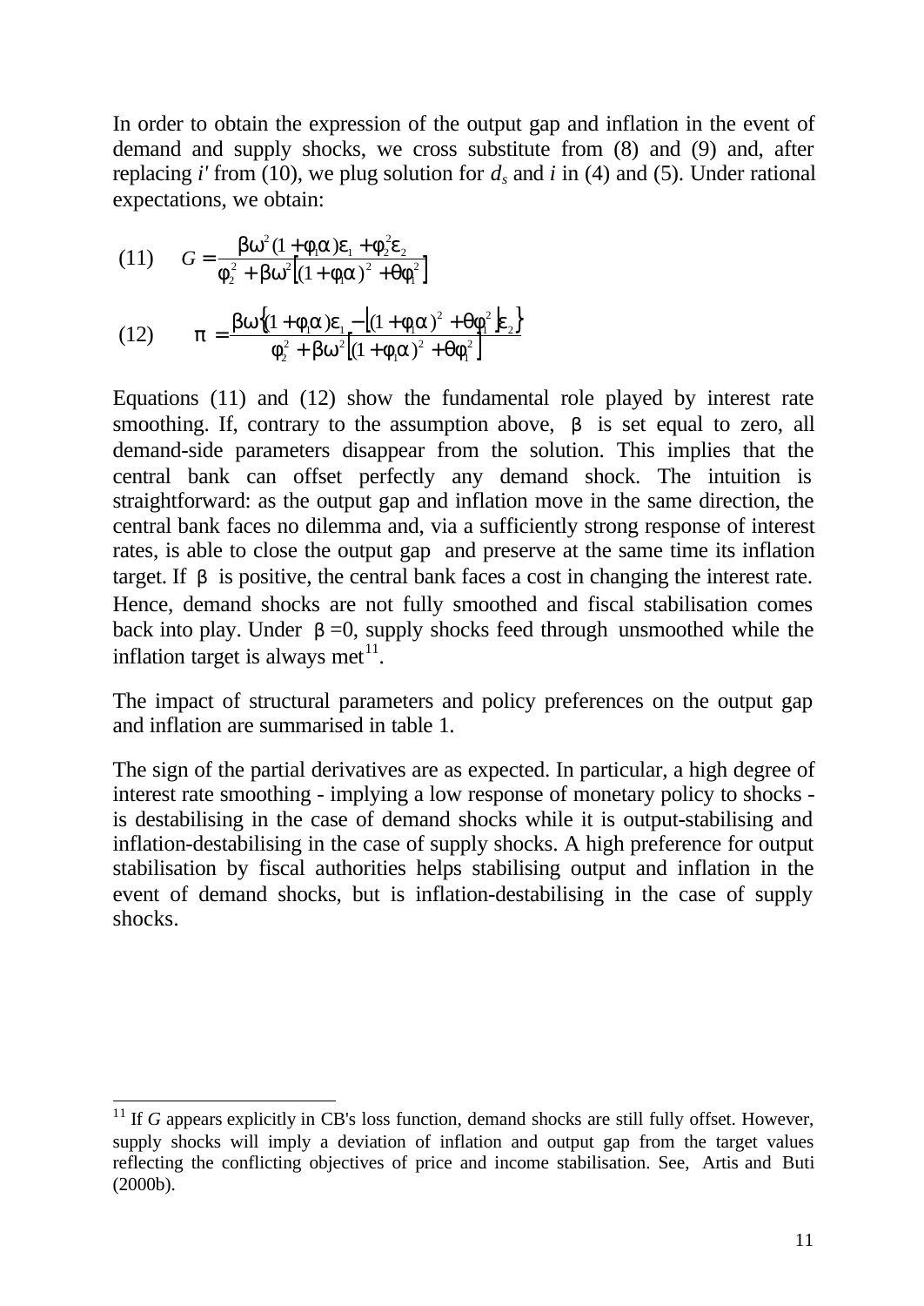In order to obtain the expression of the output gap and inflation in the event of demand and supply shocks, we cross substitute from (8) and (9) and, after replacing *i'* from (10), we plug solution for $d_s$ and $i$ in (4) and (5). Under rational expectations, we obtain:

$$(11) \qquad G = \frac{\beta\omega^2(1+\phi_1\alpha)\varepsilon_1 + \phi_2^2\varepsilon_2}{\phi_2^2 + \beta\omega^2\left[(1+\phi_1\alpha)^2 + \theta\phi_1^2\right]}$$

$$(12) \qquad \pi = \frac{\beta\omega\left\{(1+\phi_1\alpha)\varepsilon_1 - \left[(1+\phi_1\alpha)^2 + \theta\phi_1^2\right]\varepsilon_2\right\}}{\phi_2^2 + \beta\omega^2\left[(1+\phi_1\alpha)^2 + \theta\phi_1^2\right]}$$

Equations (11) and (12) show the fundamental role played by interest rate smoothing. If, contrary to the assumption above, $\beta$ is set equal to zero, all demand-side parameters disappear from the solution. This implies that the central bank can offset perfectly any demand shock. The intuition is straightforward: as the output gap and inflation move in the same direction, the central bank faces no dilemma and, via a sufficiently strong response of interest rates, is able to close the output gap and preserve at the same time its inflation target. If $\beta$ is positive, the central bank faces a cost in changing the interest rate. Hence, demand shocks are not fully smoothed and fiscal stabilisation comes back into play. Under $\beta$ =0, supply shocks feed through unsmoothed while the inflation target is always met[11].

The impact of structural parameters and policy preferences on the output gap and inflation are summarised in table 1.

The sign of the partial derivatives are as expected. In particular, a high degree of interest rate smoothing - implying a low response of monetary policy to shocks - is destabilising in the case of demand shocks while it is output-stabilising and inflation-destabilising in the case of supply shocks. A high preference for output stabilisation by fiscal authorities helps stabilising output and inflation in the event of demand shocks, but is inflation-destabilising in the case of supply shocks.

---

[11] If *G* appears explicitly in CB's loss function, demand shocks are still fully offset. However, supply shocks will imply a deviation of inflation and output gap from the target values reflecting the conflicting objectives of price and income stabilisation. See, Artis and Buti (2000b).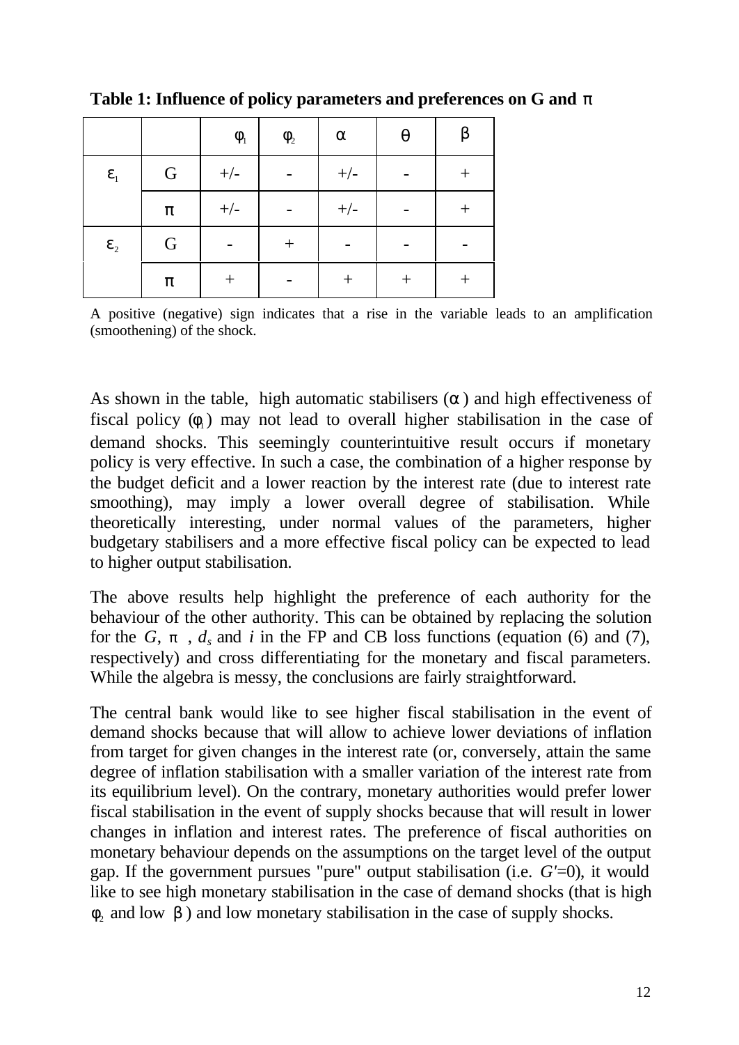**Table 1: Influence of policy parameters and preferences on G and $\pi$**

| | | $\phi_1$ | $\phi_2$ | $\alpha$ | $\theta$ | $\beta$ |
|---|---|---|---|---|---|---|
| $\varepsilon_1$ | G | +/- | - | +/- | - | + |
| | $\pi$ | +/- | - | +/- | - | + |
| $\varepsilon_2$ | G | - | + | - | - | - |
| | $\pi$ | + | - | + | + | + |

A positive (negative) sign indicates that a rise in the variable leads to an amplification (smoothening) of the shock.

As shown in the table, high automatic stabilisers ($\alpha$) and high effectiveness of fiscal policy ($\phi_1$) may not lead to overall higher stabilisation in the case of demand shocks. This seemingly counterintuitive result occurs if monetary policy is very effective. In such a case, the combination of a higher response by the budget deficit and a lower reaction by the interest rate (due to interest rate smoothing), may imply a lower overall degree of stabilisation. While theoretically interesting, under normal values of the parameters, higher budgetary stabilisers and a more effective fiscal policy can be expected to lead to higher output stabilisation.

The above results help highlight the preference of each authority for the behaviour of the other authority. This can be obtained by replacing the solution for the $G$, $\pi$ , $d_s$ and $i$ in the FP and CB loss functions (equation (6) and (7), respectively) and cross differentiating for the monetary and fiscal parameters. While the algebra is messy, the conclusions are fairly straightforward.

The central bank would like to see higher fiscal stabilisation in the event of demand shocks because that will allow to achieve lower deviations of inflation from target for given changes in the interest rate (or, conversely, attain the same degree of inflation stabilisation with a smaller variation of the interest rate from its equilibrium level). On the contrary, monetary authorities would prefer lower fiscal stabilisation in the event of supply shocks because that will result in lower changes in inflation and interest rates. The preference of fiscal authorities on monetary behaviour depends on the assumptions on the target level of the output gap. If the government pursues "pure" output stabilisation (i.e. $G'$=0), it would like to see high monetary stabilisation in the case of demand shocks (that is high $\phi_2$ and low $\beta$) and low monetary stabilisation in the case of supply shocks.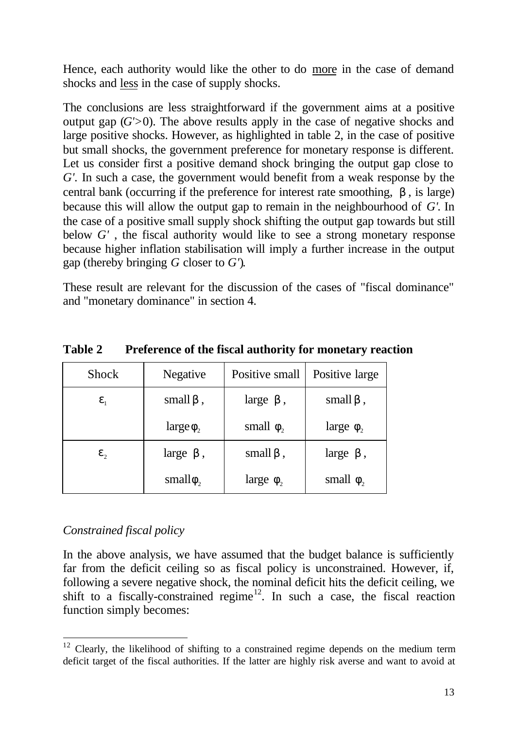Hence, each authority would like the other to do <u>more</u> in the case of demand shocks and <u>less</u> in the case of supply shocks.

The conclusions are less straightforward if the government aims at a positive output gap ($G'>0$). The above results apply in the case of negative shocks and large positive shocks. However, as highlighted in table 2, in the case of positive but small shocks, the government preference for monetary response is different. Let us consider first a positive demand shock bringing the output gap close to $G'$. In such a case, the government would benefit from a weak response by the central bank (occurring if the preference for interest rate smoothing, $\beta$, is large) because this will allow the output gap to remain in the neighbourhood of $G'$. In the case of a positive small supply shock shifting the output gap towards but still below $G'$, the fiscal authority would like to see a strong monetary response because higher inflation stabilisation will imply a further increase in the output gap (thereby bringing $G$ closer to $G'$).

These result are relevant for the discussion of the cases of "fiscal dominance" and "monetary dominance" in section 4.

**Table 2 Preference of the fiscal authority for monetary reaction**

| Shock | Negative | Positive small | Positive large |
|---|---|---|---|
| $\varepsilon_1$ | small $\beta$, large $\phi_2$ | large $\beta$, small $\phi_2$ | small $\beta$, large $\phi_2$ |
| $\varepsilon_2$ | large $\beta$, small $\phi_2$ | small $\beta$, large $\phi_2$ | large $\beta$, small $\phi_2$ |

*Constrained fiscal policy*

In the above analysis, we have assumed that the budget balance is sufficiently far from the deficit ceiling so as fiscal policy is unconstrained. However, if, following a severe negative shock, the nominal deficit hits the deficit ceiling, we shift to a fiscally-constrained regime[12]. In such a case, the fiscal reaction function simply becomes:

[12] Clearly, the likelihood of shifting to a constrained regime depends on the medium term deficit target of the fiscal authorities. If the latter are highly risk averse and want to avoid at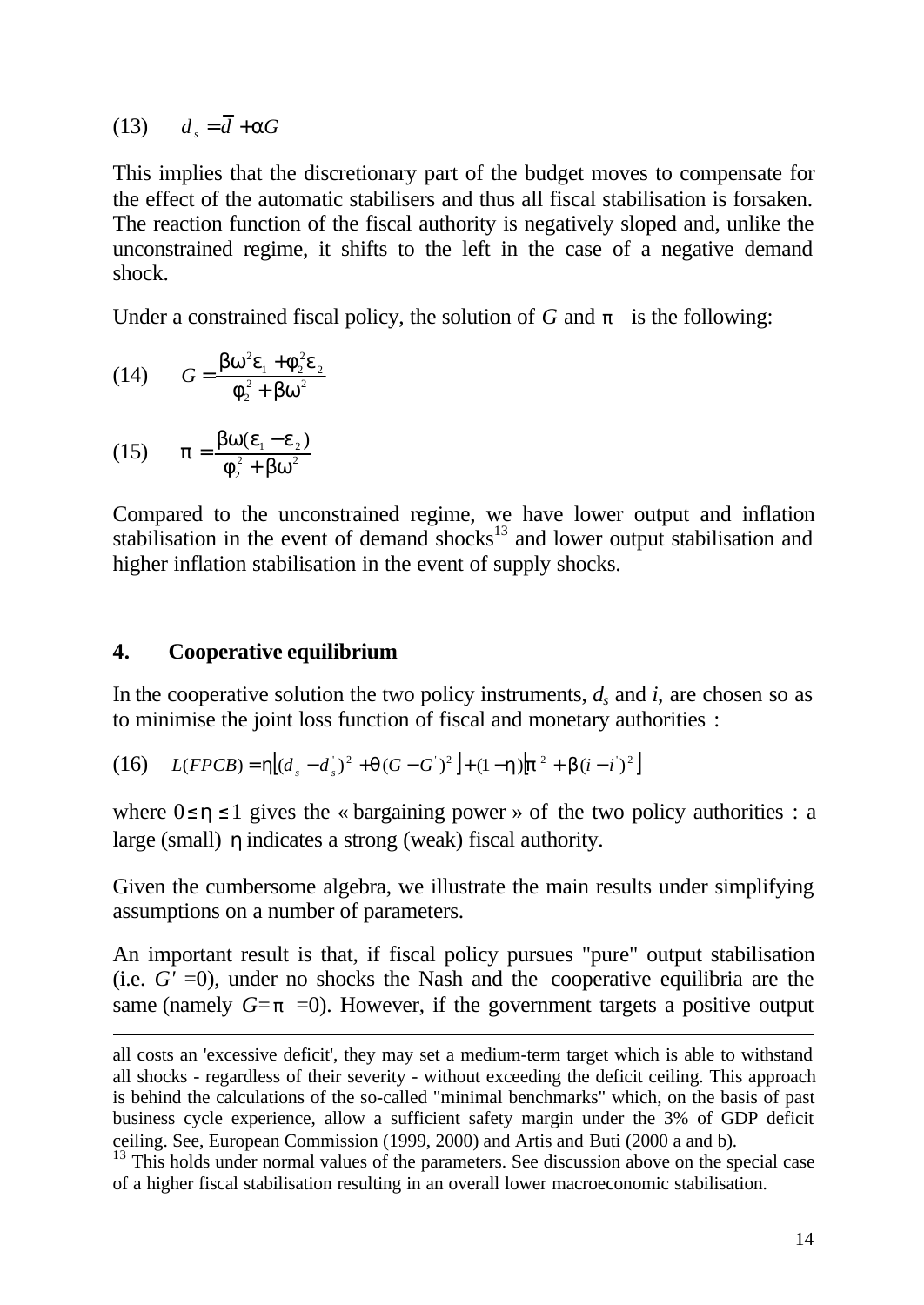(13) $\quad d_s = \overline{d} + \alpha G$

This implies that the discretionary part of the budget moves to compensate for the effect of the automatic stabilisers and thus all fiscal stabilisation is forsaken. The reaction function of the fiscal authority is negatively sloped and, unlike the unconstrained regime, it shifts to the left in the case of a negative demand shock.

Under a constrained fiscal policy, the solution of $G$ and $\pi$ is the following:

(14) $$G = \frac{\beta\omega^2\varepsilon_1 + \varphi_2^2\varepsilon_2}{\varphi_2^2 + \beta\omega^2}$$

(15) $$\pi = \frac{\beta\omega(\varepsilon_1 - \varepsilon_2)}{\varphi_2^2 + \beta\omega^2}$$

Compared to the unconstrained regime, we have lower output and inflation stabilisation in the event of demand shocks[13] and lower output stabilisation and higher inflation stabilisation in the event of supply shocks.

## 4. Cooperative equilibrium

In the cooperative solution the two policy instruments, $d_s$ and $i$, are chosen so as to minimise the joint loss function of fiscal and monetary authorities :

(16) $$L(FPCB) = \eta\left[(d_s - d_s^{'})^2 + \theta(G - G^{'})^2\right] + (1-\eta)\left[\pi^2 + \beta(i - i^{'})^2\right]$$

where $0 \leq \eta \leq 1$ gives the « bargaining power » of the two policy authorities : a large (small) $\eta$ indicates a strong (weak) fiscal authority.

Given the cumbersome algebra, we illustrate the main results under simplifying assumptions on a number of parameters.

An important result is that, if fiscal policy pursues "pure" output stabilisation (i.e. $G'$ =0), under no shocks the Nash and the cooperative equilibria are the same (namely $G=\pi=0$). However, if the government targets a positive output

---

all costs an 'excessive deficit', they may set a medium-term target which is able to withstand all shocks - regardless of their severity - without exceeding the deficit ceiling. This approach is behind the calculations of the so-called "minimal benchmarks" which, on the basis of past business cycle experience, allow a sufficient safety margin under the 3% of GDP deficit ceiling. See, European Commission (1999, 2000) and Artis and Buti (2000 a and b).

[13] This holds under normal values of the parameters. See discussion above on the special case of a higher fiscal stabilisation resulting in an overall lower macroeconomic stabilisation.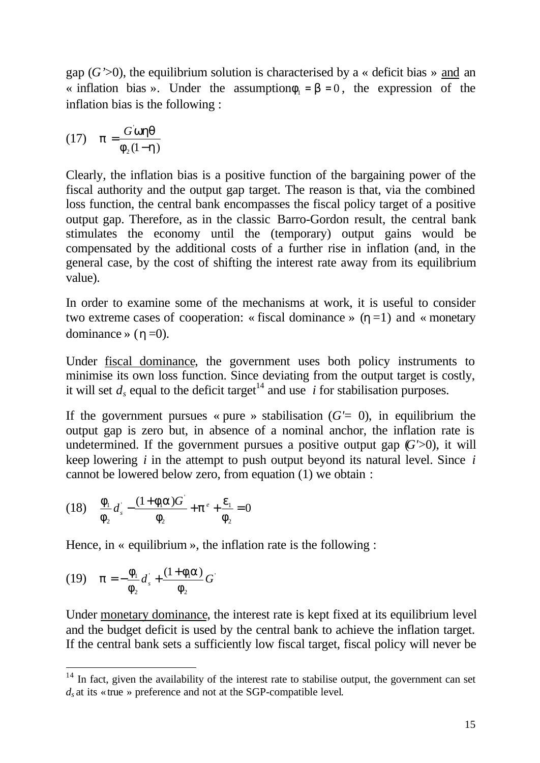gap ($G'$>0), the equilibrium solution is characterised by a « deficit bias » and an « inflation bias ». Under the assumption $\phi_1 = \beta = 0$, the expression of the inflation bias is the following :

$$\pi = \frac{G'\omega\eta\theta}{\phi_2(1-\eta)} \tag{17}$$

Clearly, the inflation bias is a positive function of the bargaining power of the fiscal authority and the output gap target. The reason is that, via the combined loss function, the central bank encompasses the fiscal policy target of a positive output gap. Therefore, as in the classic Barro-Gordon result, the central bank stimulates the economy until the (temporary) output gains would be compensated by the additional costs of a further rise in inflation (and, in the general case, by the cost of shifting the interest rate away from its equilibrium value).

In order to examine some of the mechanisms at work, it is useful to consider two extreme cases of cooperation: « fiscal dominance » ($\eta$ =1) and « monetary dominance » ($\eta$ =0).

Under fiscal dominance, the government uses both policy instruments to minimise its own loss function. Since deviating from the output target is costly, it will set $d_s$ equal to the deficit target[14] and use $i$ for stabilisation purposes.

If the government pursues « pure » stabilisation ($G'$= 0), in equilibrium the output gap is zero but, in absence of a nominal anchor, the inflation rate is undetermined. If the government pursues a positive output gap ($G'$>0), it will keep lowering $i$ in the attempt to push output beyond its natural level. Since $i$ cannot be lowered below zero, from equation (1) we obtain :

$$\frac{\phi_1}{\phi_2}d_s' - \frac{(1+\phi_1\alpha)G'}{\phi_2} + \pi^e + \frac{\varepsilon_1}{\phi_2} = 0 \tag{18}$$

Hence, in « equilibrium », the inflation rate is the following :

$$\pi = -\frac{\phi_1}{\phi_2}d_s' + \frac{(1+\phi_1\alpha)}{\phi_2}G' \tag{19}$$

Under monetary dominance, the interest rate is kept fixed at its equilibrium level and the budget deficit is used by the central bank to achieve the inflation target. If the central bank sets a sufficiently low fiscal target, fiscal policy will never be

[14] In fact, given the availability of the interest rate to stabilise output, the government can set $d_s$ at its « true » preference and not at the SGP-compatible level.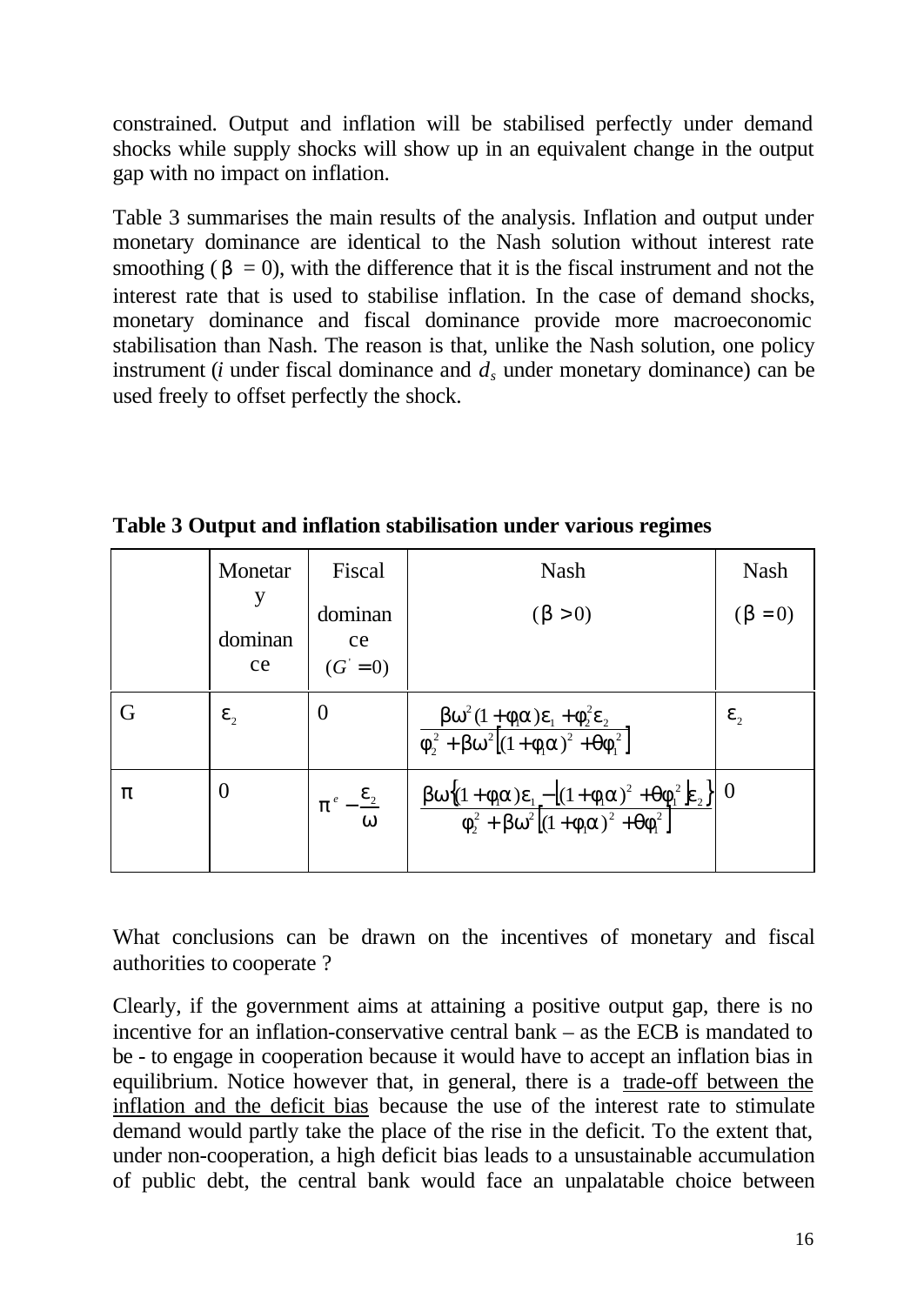constrained. Output and inflation will be stabilised perfectly under demand shocks while supply shocks will show up in an equivalent change in the output gap with no impact on inflation.

Table 3 summarises the main results of the analysis. Inflation and output under monetary dominance are identical to the Nash solution without interest rate smoothing ($\beta = 0$), with the difference that it is the fiscal instrument and not the interest rate that is used to stabilise inflation. In the case of demand shocks, monetary dominance and fiscal dominance provide more macroeconomic stabilisation than Nash. The reason is that, unlike the Nash solution, one policy instrument (*i* under fiscal dominance and $d_s$ under monetary dominance) can be used freely to offset perfectly the shock.

**Table 3 Output and inflation stabilisation under various regimes**

| | Monetary dominance | Fiscal dominance $(G^{'} = 0)$ | Nash $(\beta > 0)$ | Nash $(\beta = 0)$ |
|---|---|---|---|---|
| G | $\varepsilon_2$ | 0 | $\dfrac{\beta\omega^2(1+\phi_1\alpha)\varepsilon_1 + \phi_2^2\varepsilon_2}{\phi_2^2 + \beta\omega^2\left[(1+\phi_1\alpha)^2 + \theta\phi_1^2\right]}$ | $\varepsilon_2$ |
| $\pi$ | 0 | $\pi^e - \dfrac{\varepsilon_2}{\omega}$ | $\dfrac{\beta\omega\left\{(1+\phi_1\alpha)\varepsilon_1 - \left[(1+\phi_1\alpha)^2 + \theta\phi_1^2\right]\varepsilon_2\right\}}{\phi_2^2 + \beta\omega^2\left[(1+\phi_1\alpha)^2 + \theta\phi_1^2\right]}$ | 0 |

What conclusions can be drawn on the incentives of monetary and fiscal authorities to cooperate ?

Clearly, if the government aims at attaining a positive output gap, there is no incentive for an inflation-conservative central bank – as the ECB is mandated to be - to engage in cooperation because it would have to accept an inflation bias in equilibrium. Notice however that, in general, there is a trade-off between the inflation and the deficit bias because the use of the interest rate to stimulate demand would partly take the place of the rise in the deficit. To the extent that, under non-cooperation, a high deficit bias leads to a unsustainable accumulation of public debt, the central bank would face an unpalatable choice between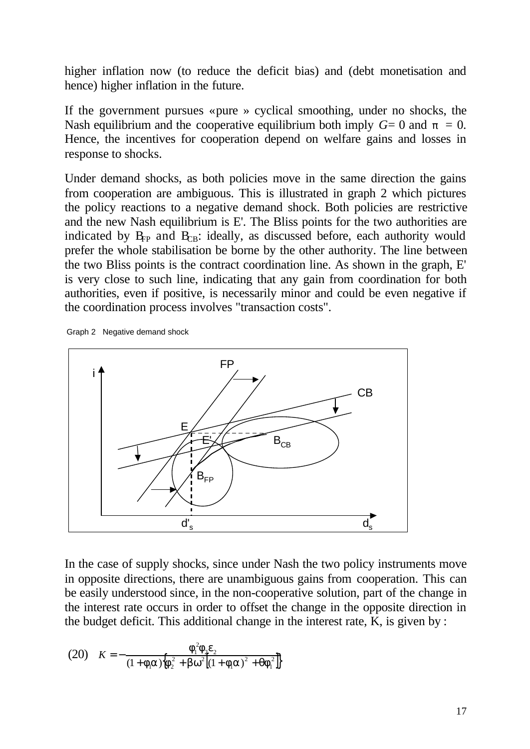higher inflation now (to reduce the deficit bias) and (debt monetisation and hence) higher inflation in the future.

If the government pursues «pure » cyclical smoothing, under no shocks, the Nash equilibrium and the cooperative equilibrium both imply $G = 0$ and $\pi = 0$. Hence, the incentives for cooperation depend on welfare gains and losses in response to shocks.

Under demand shocks, as both policies move in the same direction the gains from cooperation are ambiguous. This is illustrated in graph 2 which pictures the policy reactions to a negative demand shock. Both policies are restrictive and the new Nash equilibrium is E'. The Bliss points for the two authorities are indicated by $B_{FP}$ and $B_{CB}$: ideally, as discussed before, each authority would prefer the whole stabilisation be borne by the other authority. The line between the two Bliss points is the contract coordination line. As shown in the graph, E' is very close to such line, indicating that any gain from coordination for both authorities, even if positive, is necessarily minor and could be even negative if the coordination process involves "transaction costs".

Graph 2 Negative demand shock

In the case of supply shocks, since under Nash the two policy instruments move in opposite directions, there are unambiguous gains from cooperation. This can be easily understood since, in the non-cooperative solution, part of the change in the interest rate occurs in order to offset the change in the opposite direction in the budget deficit. This additional change in the interest rate, K, is given by :

$$(20) \quad K = -\frac{\phi_1^2 \phi_2 \varepsilon_2}{(1+\phi_1 \alpha)\left\{\phi_2^2 + \beta\omega^2\left[(1+\phi_1\alpha)^2 + \theta\phi_1^2\right]\right\}}$$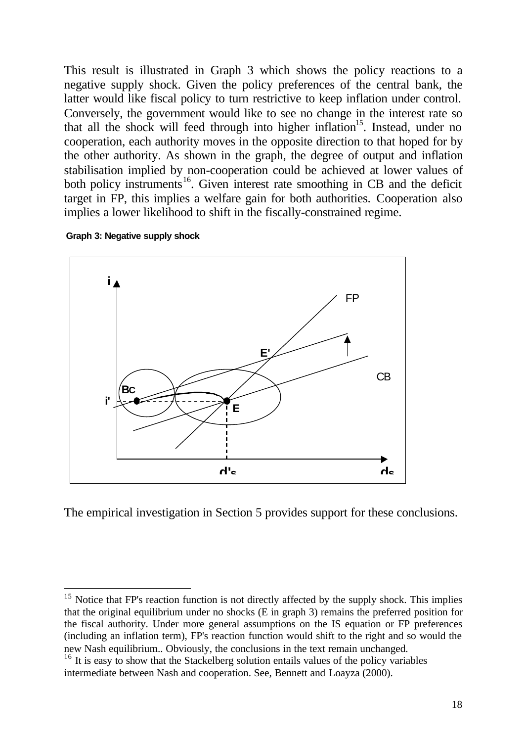This result is illustrated in Graph 3 which shows the policy reactions to a negative supply shock. Given the policy preferences of the central bank, the latter would like fiscal policy to turn restrictive to keep inflation under control. Conversely, the government would like to see no change in the interest rate so that all the shock will feed through into higher inflation[15]. Instead, under no cooperation, each authority moves in the opposite direction to that hoped for by the other authority. As shown in the graph, the degree of output and inflation stabilisation implied by non-cooperation could be achieved at lower values of both policy instruments[16]. Given interest rate smoothing in CB and the deficit target in FP, this implies a welfare gain for both authorities. Cooperation also implies a lower likelihood to shift in the fiscally-constrained regime.

**Graph 3: Negative supply shock**

The empirical investigation in Section 5 provides support for these conclusions.

---

[15] Notice that FP's reaction function is not directly affected by the supply shock. This implies that the original equilibrium under no shocks (E in graph 3) remains the preferred position for the fiscal authority. Under more general assumptions on the IS equation or FP preferences (including an inflation term), FP's reaction function would shift to the right and so would the new Nash equilibrium.. Obviously, the conclusions in the text remain unchanged.

[16] It is easy to show that the Stackelberg solution entails values of the policy variables intermediate between Nash and cooperation. See, Bennett and Loayza (2000).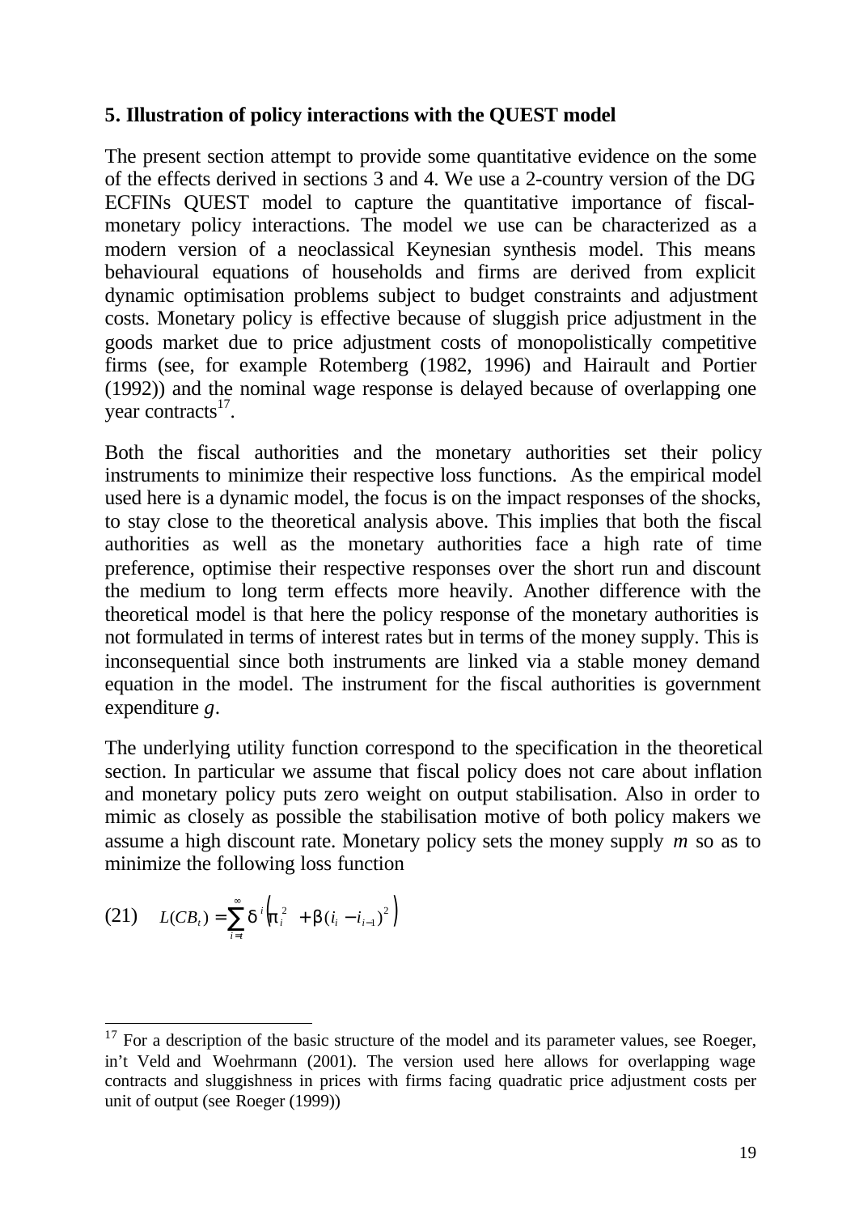## 5. Illustration of policy interactions with the QUEST model

The present section attempt to provide some quantitative evidence on the some of the effects derived in sections 3 and 4. We use a 2-country version of the DG ECFINs QUEST model to capture the quantitative importance of fiscal-monetary policy interactions. The model we use can be characterized as a modern version of a neoclassical Keynesian synthesis model. This means behavioural equations of households and firms are derived from explicit dynamic optimisation problems subject to budget constraints and adjustment costs. Monetary policy is effective because of sluggish price adjustment in the goods market due to price adjustment costs of monopolistically competitive firms (see, for example Rotemberg (1982, 1996) and Hairault and Portier (1992)) and the nominal wage response is delayed because of overlapping one year contracts[17].

Both the fiscal authorities and the monetary authorities set their policy instruments to minimize their respective loss functions. As the empirical model used here is a dynamic model, the focus is on the impact responses of the shocks, to stay close to the theoretical analysis above. This implies that both the fiscal authorities as well as the monetary authorities face a high rate of time preference, optimise their respective responses over the short run and discount the medium to long term effects more heavily. Another difference with the theoretical model is that here the policy response of the monetary authorities is not formulated in terms of interest rates but in terms of the money supply. This is inconsequential since both instruments are linked via a stable money demand equation in the model. The instrument for the fiscal authorities is government expenditure $g$.

The underlying utility function correspond to the specification in the theoretical section. In particular we assume that fiscal policy does not care about inflation and monetary policy puts zero weight on output stabilisation. Also in order to mimic as closely as possible the stabilisation motive of both policy makers we assume a high discount rate. Monetary policy sets the money supply $m$ so as to minimize the following loss function

$$(21) \quad L(CB_t) = \sum_{i=t}^{\infty} \delta^i \left( \pi_i^2 + \beta (i_i - i_{i-1})^2 \right)$$

[17] For a description of the basic structure of the model and its parameter values, see Roeger, in't Veld and Woehrmann (2001). The version used here allows for overlapping wage contracts and sluggishness in prices with firms facing quadratic price adjustment costs per unit of output (see Roeger (1999))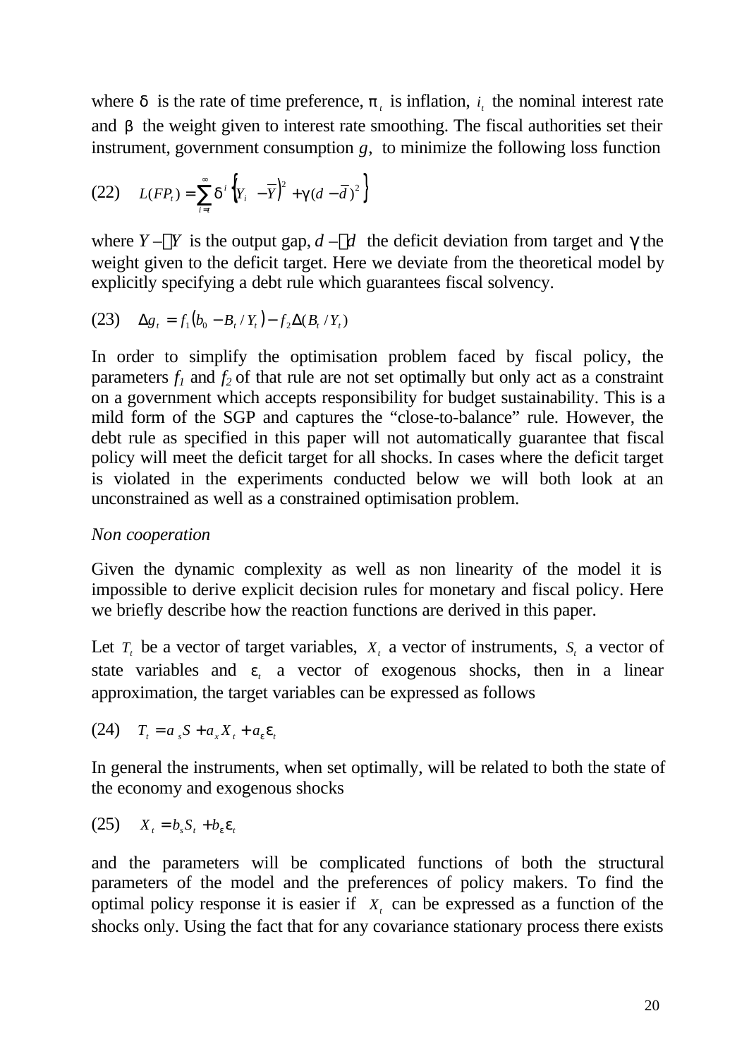where $\delta$ is the rate of time preference, $\pi_t$ is inflation, $i_t$ the nominal interest rate and $\beta$ the weight given to interest rate smoothing. The fiscal authorities set their instrument, government consumption $g$, to minimize the following loss function

$$(22) \quad L(FP_t) = \sum_{i=t}^{\infty} \delta^i \left\{ \left(Y_i - \bar{Y}\right)^2 + \gamma (d - \bar{d})^2 \right\}$$

where $Y - \bar{Y}$ is the output gap, $d - \bar{d}$ the deficit deviation from target and $\gamma$ the weight given to the deficit target. Here we deviate from the theoretical model by explicitly specifying a debt rule which guarantees fiscal solvency.

$$(23) \quad \Delta g_t = f_1 \left(b_0 - B_t / Y_t\right) - f_2 \Delta (B_t / Y_t)$$

In order to simplify the optimisation problem faced by fiscal policy, the parameters $f_1$ and $f_2$ of that rule are not set optimally but only act as a constraint on a government which accepts responsibility for budget sustainability. This is a mild form of the SGP and captures the "close-to-balance" rule. However, the debt rule as specified in this paper will not automatically guarantee that fiscal policy will meet the deficit target for all shocks. In cases where the deficit target is violated in the experiments conducted below we will both look at an unconstrained as well as a constrained optimisation problem.

*Non cooperation*

Given the dynamic complexity as well as non linearity of the model it is impossible to derive explicit decision rules for monetary and fiscal policy. Here we briefly describe how the reaction functions are derived in this paper.

Let $T_t$ be a vector of target variables, $X_t$ a vector of instruments, $S_t$ a vector of state variables and $\varepsilon_t$ a vector of exogenous shocks, then in a linear approximation, the target variables can be expressed as follows

$$(24) \quad T_t = a_s S + a_x X_t + a_\varepsilon \varepsilon_t$$

In general the instruments, when set optimally, will be related to both the state of the economy and exogenous shocks

$$(25) \quad X_t = b_s S_t + b_\varepsilon \varepsilon_t$$

and the parameters will be complicated functions of both the structural parameters of the model and the preferences of policy makers. To find the optimal policy response it is easier if $X_t$ can be expressed as a function of the shocks only. Using the fact that for any covariance stationary process there exists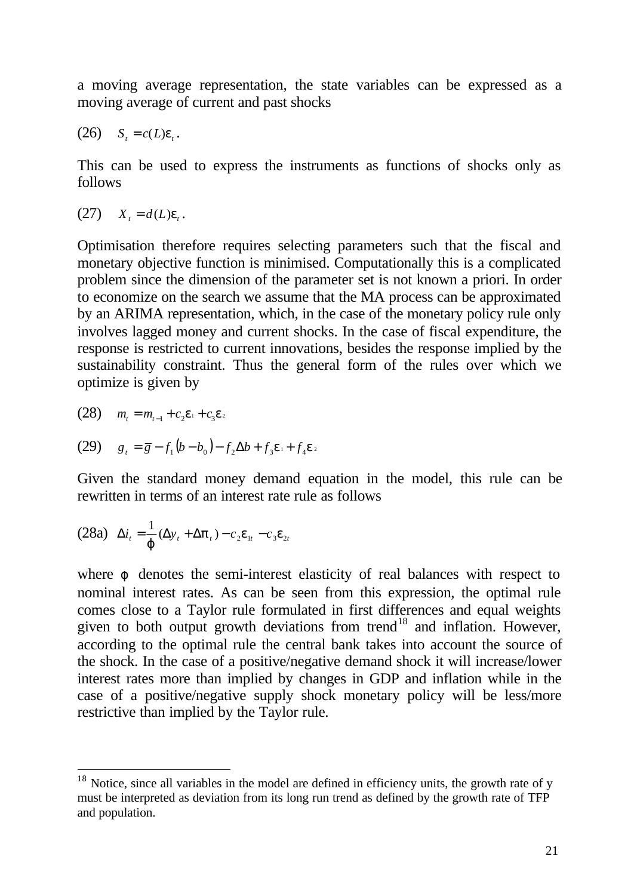a moving average representation, the state variables can be expressed as a moving average of current and past shocks

$$(26) \quad S_t = c(L)\varepsilon_t .$$

This can be used to express the instruments as functions of shocks only as follows

$$(27) \quad X_t = d(L)\varepsilon_t .$$

Optimisation therefore requires selecting parameters such that the fiscal and monetary objective function is minimised. Computationally this is a complicated problem since the dimension of the parameter set is not known a priori. In order to economize on the search we assume that the MA process can be approximated by an ARIMA representation, which, in the case of the monetary policy rule only involves lagged money and current shocks. In the case of fiscal expenditure, the response is restricted to current innovations, besides the response implied by the sustainability constraint. Thus the general form of the rules over which we optimize is given by

$$(28) \quad m_t = m_{t-1} + c_2\varepsilon_1 + c_3\varepsilon_2$$

$$(29) \quad g_t = \overline{g} - f_1(b - b_0) - f_2\Delta b + f_3\varepsilon_1 + f_4\varepsilon_2$$

Given the standard money demand equation in the model, this rule can be rewritten in terms of an interest rate rule as follows

$$(28a) \quad \Delta i_t = \frac{1}{\varphi}(\Delta y_t + \Delta\pi_t) - c_2\varepsilon_{1t} - c_3\varepsilon_{2t}$$

where $\varphi$ denotes the semi-interest elasticity of real balances with respect to nominal interest rates. As can be seen from this expression, the optimal rule comes close to a Taylor rule formulated in first differences and equal weights given to both output growth deviations from trend[18] and inflation. However, according to the optimal rule the central bank takes into account the source of the shock. In the case of a positive/negative demand shock it will increase/lower interest rates more than implied by changes in GDP and inflation while in the case of a positive/negative supply shock monetary policy will be less/more restrictive than implied by the Taylor rule.

---

[18] Notice, since all variables in the model are defined in efficiency units, the growth rate of y must be interpreted as deviation from its long run trend as defined by the growth rate of TFP and population.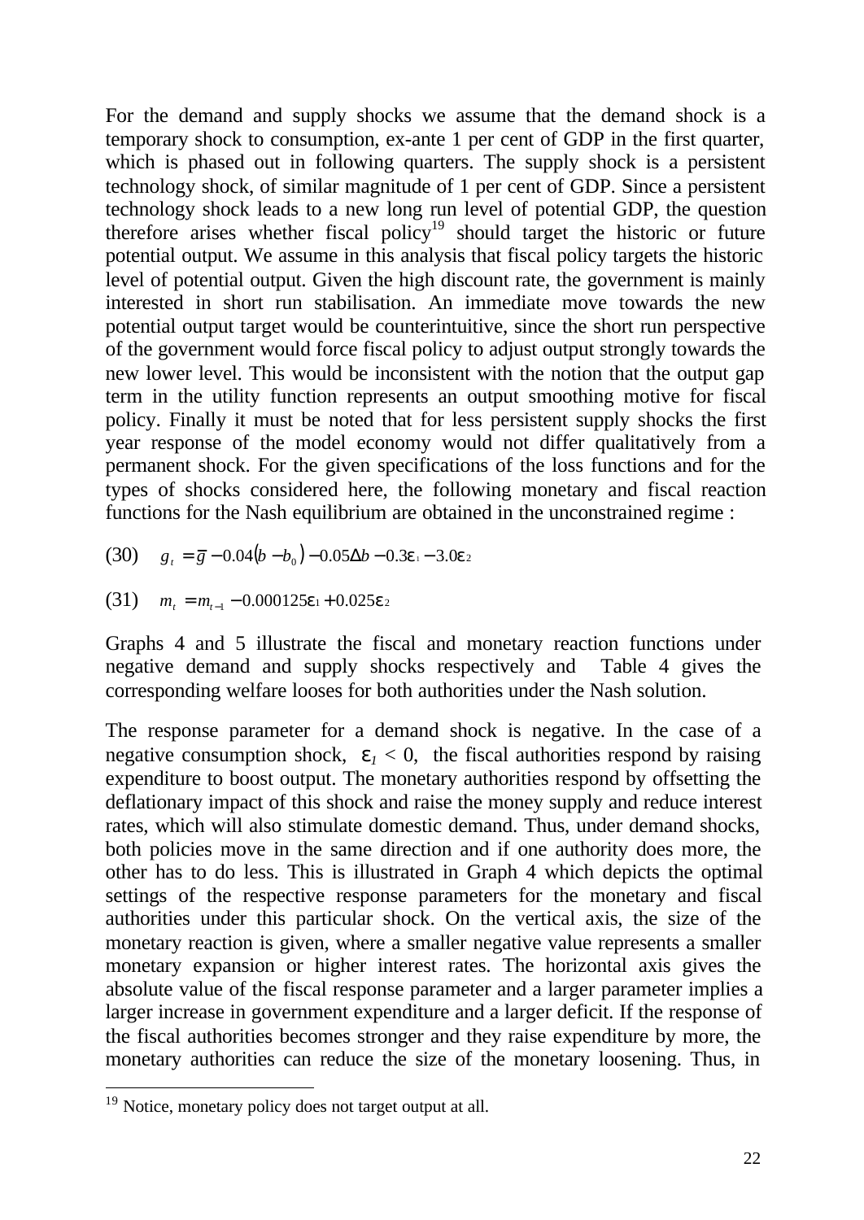For the demand and supply shocks we assume that the demand shock is a temporary shock to consumption, ex-ante 1 per cent of GDP in the first quarter, which is phased out in following quarters. The supply shock is a persistent technology shock, of similar magnitude of 1 per cent of GDP. Since a persistent technology shock leads to a new long run level of potential GDP, the question therefore arises whether fiscal policy[19] should target the historic or future potential output. We assume in this analysis that fiscal policy targets the historic level of potential output. Given the high discount rate, the government is mainly interested in short run stabilisation. An immediate move towards the new potential output target would be counterintuitive, since the short run perspective of the government would force fiscal policy to adjust output strongly towards the new lower level. This would be inconsistent with the notion that the output gap term in the utility function represents an output smoothing motive for fiscal policy. Finally it must be noted that for less persistent supply shocks the first year response of the model economy would not differ qualitatively from a permanent shock. For the given specifications of the loss functions and for the types of shocks considered here, the following monetary and fiscal reaction functions for the Nash equilibrium are obtained in the unconstrained regime :

(30) $g_t = \overline{g} - 0.04(b - b_0) - 0.05\Delta b - 0.3\varepsilon_1 - 3.0\varepsilon_2$

(31) $m_t = m_{t-1} - 0.000125\varepsilon_1 + 0.025\varepsilon_2$

Graphs 4 and 5 illustrate the fiscal and monetary reaction functions under negative demand and supply shocks respectively and Table 4 gives the corresponding welfare looses for both authorities under the Nash solution.

The response parameter for a demand shock is negative. In the case of a negative consumption shock, $\varepsilon_1 < 0$, the fiscal authorities respond by raising expenditure to boost output. The monetary authorities respond by offsetting the deflationary impact of this shock and raise the money supply and reduce interest rates, which will also stimulate domestic demand. Thus, under demand shocks, both policies move in the same direction and if one authority does more, the other has to do less. This is illustrated in Graph 4 which depicts the optimal settings of the respective response parameters for the monetary and fiscal authorities under this particular shock. On the vertical axis, the size of the monetary reaction is given, where a smaller negative value represents a smaller monetary expansion or higher interest rates. The horizontal axis gives the absolute value of the fiscal response parameter and a larger parameter implies a larger increase in government expenditure and a larger deficit. If the response of the fiscal authorities becomes stronger and they raise expenditure by more, the monetary authorities can reduce the size of the monetary loosening. Thus, in

[19] Notice, monetary policy does not target output at all.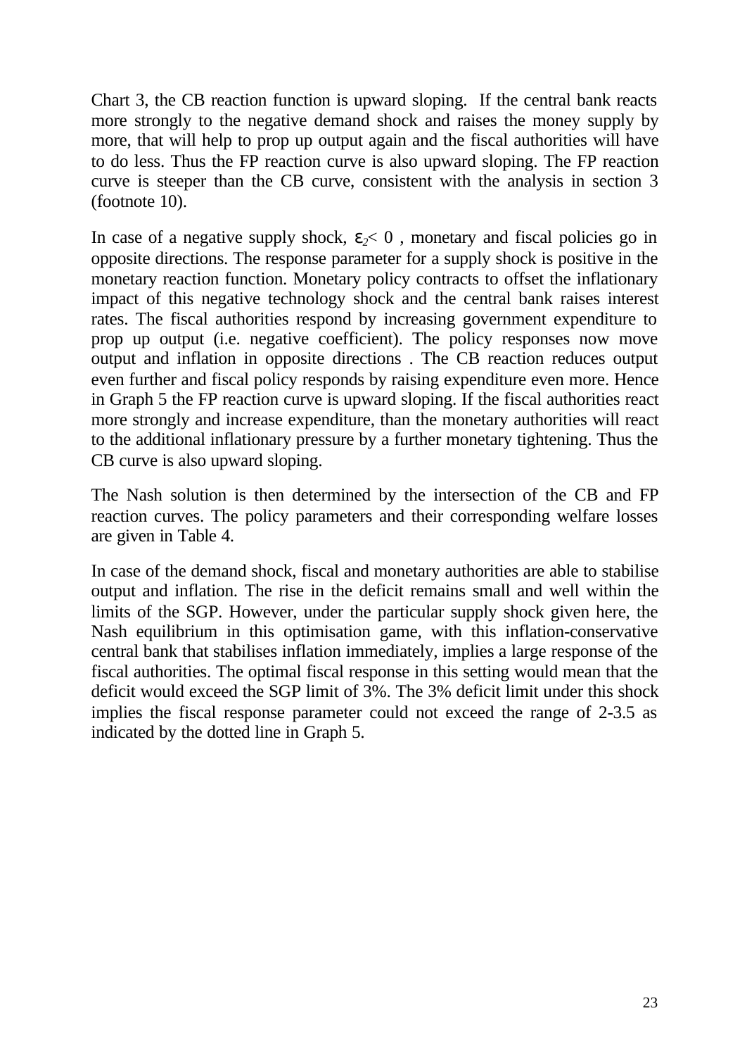Chart 3, the CB reaction function is upward sloping. If the central bank reacts more strongly to the negative demand shock and raises the money supply by more, that will help to prop up output again and the fiscal authorities will have to do less. Thus the FP reaction curve is also upward sloping. The FP reaction curve is steeper than the CB curve, consistent with the analysis in section 3 (footnote 10).

In case of a negative supply shock, $\varepsilon_2 < 0$ , monetary and fiscal policies go in opposite directions. The response parameter for a supply shock is positive in the monetary reaction function. Monetary policy contracts to offset the inflationary impact of this negative technology shock and the central bank raises interest rates. The fiscal authorities respond by increasing government expenditure to prop up output (i.e. negative coefficient). The policy responses now move output and inflation in opposite directions . The CB reaction reduces output even further and fiscal policy responds by raising expenditure even more. Hence in Graph 5 the FP reaction curve is upward sloping. If the fiscal authorities react more strongly and increase expenditure, than the monetary authorities will react to the additional inflationary pressure by a further monetary tightening. Thus the CB curve is also upward sloping.

The Nash solution is then determined by the intersection of the CB and FP reaction curves. The policy parameters and their corresponding welfare losses are given in Table 4.

In case of the demand shock, fiscal and monetary authorities are able to stabilise output and inflation. The rise in the deficit remains small and well within the limits of the SGP. However, under the particular supply shock given here, the Nash equilibrium in this optimisation game, with this inflation-conservative central bank that stabilises inflation immediately, implies a large response of the fiscal authorities. The optimal fiscal response in this setting would mean that the deficit would exceed the SGP limit of 3%. The 3% deficit limit under this shock implies the fiscal response parameter could not exceed the range of 2-3.5 as indicated by the dotted line in Graph 5.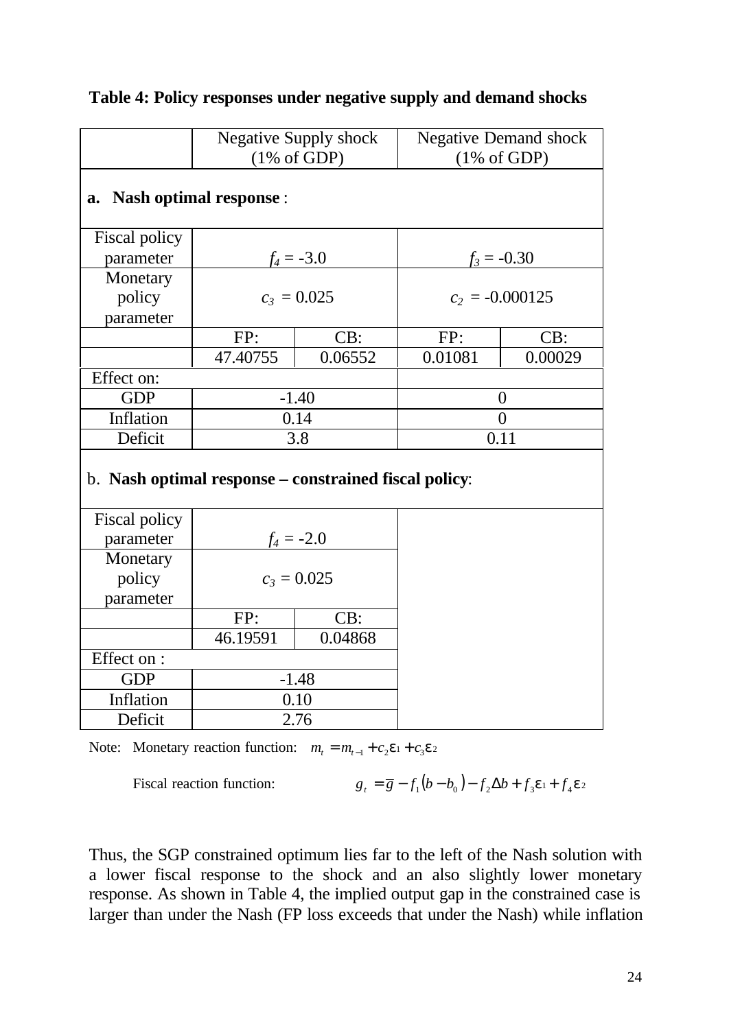**Table 4: Policy responses under negative supply and demand shocks**

| | Negative Supply shock (1% of GDP) | | Negative Demand shock (1% of GDP) | |
|---|---|---|---|---|
| **a. Nash optimal response**: | | | | |
| Fiscal policy parameter | $f_4$ = -3.0 | | $f_3$ = -0.30 | |
| Monetary policy parameter | $c_3$ = 0.025 | | $c_2$ = -0.000125 | |
| | FP: | CB: | FP: | CB: |
| | 47.40755 | 0.06552 | 0.01081 | 0.00029 |
| Effect on: | | | | |
| GDP | -1.40 | | 0 | |
| Inflation | 0.14 | | 0 | |
| Deficit | 3.8 | | 0.11 | |
| b. **Nash optimal response – constrained fiscal policy**: | | | | |
| Fiscal policy parameter | $f_4$ = -2.0 | | | |
| Monetary policy parameter | $c_3$ = 0.025 | | | |
| | FP: | CB: | | |
| | 46.19591 | 0.04868 | | |
| Effect on : | | | | |
| GDP | -1.48 | | | |
| Inflation | 0.10 | | | |
| Deficit | 2.76 | | | |

Note: Monetary reaction function: $m_t = m_{t-1} + c_2\varepsilon_1 + c_3\varepsilon_2$

Fiscal reaction function: $g_t = \overline{g} - f_1(b - b_0) - f_2\Delta b + f_3\varepsilon_1 + f_4\varepsilon_2$

Thus, the SGP constrained optimum lies far to the left of the Nash solution with a lower fiscal response to the shock and an also slightly lower monetary response. As shown in Table 4, the implied output gap in the constrained case is larger than under the Nash (FP loss exceeds that under the Nash) while inflation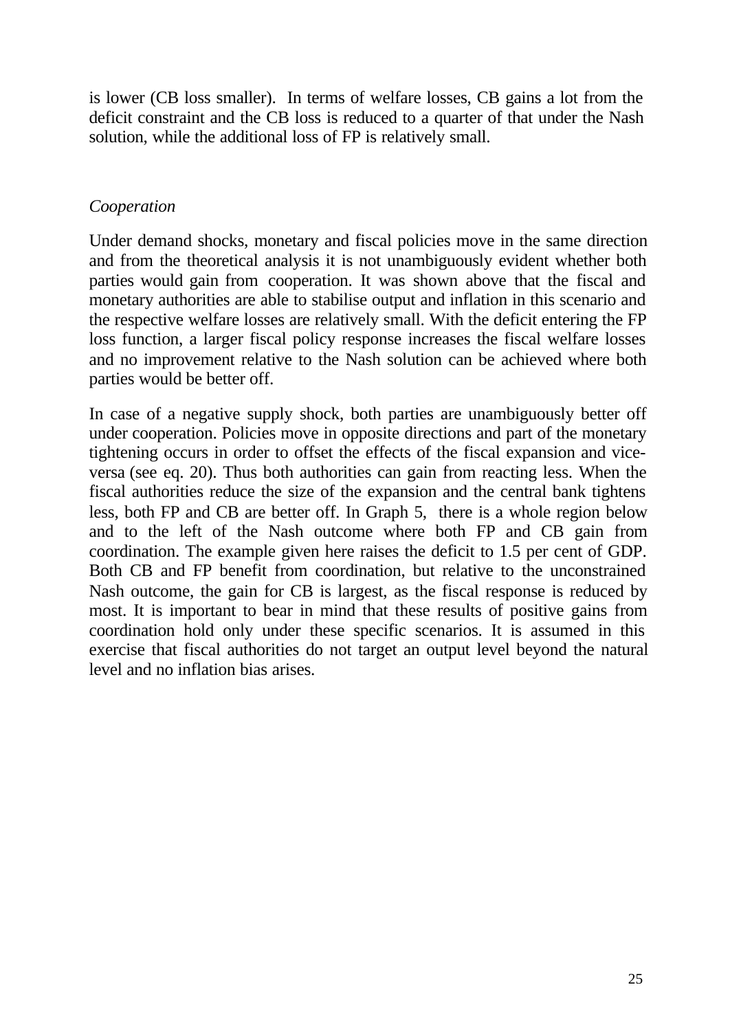is lower (CB loss smaller). In terms of welfare losses, CB gains a lot from the deficit constraint and the CB loss is reduced to a quarter of that under the Nash solution, while the additional loss of FP is relatively small.

*Cooperation*

Under demand shocks, monetary and fiscal policies move in the same direction and from the theoretical analysis it is not unambiguously evident whether both parties would gain from cooperation. It was shown above that the fiscal and monetary authorities are able to stabilise output and inflation in this scenario and the respective welfare losses are relatively small. With the deficit entering the FP loss function, a larger fiscal policy response increases the fiscal welfare losses and no improvement relative to the Nash solution can be achieved where both parties would be better off.

In case of a negative supply shock, both parties are unambiguously better off under cooperation. Policies move in opposite directions and part of the monetary tightening occurs in order to offset the effects of the fiscal expansion and vice-versa (see eq. 20). Thus both authorities can gain from reacting less. When the fiscal authorities reduce the size of the expansion and the central bank tightens less, both FP and CB are better off. In Graph 5, there is a whole region below and to the left of the Nash outcome where both FP and CB gain from coordination. The example given here raises the deficit to 1.5 per cent of GDP. Both CB and FP benefit from coordination, but relative to the unconstrained Nash outcome, the gain for CB is largest, as the fiscal response is reduced by most. It is important to bear in mind that these results of positive gains from coordination hold only under these specific scenarios. It is assumed in this exercise that fiscal authorities do not target an output level beyond the natural level and no inflation bias arises.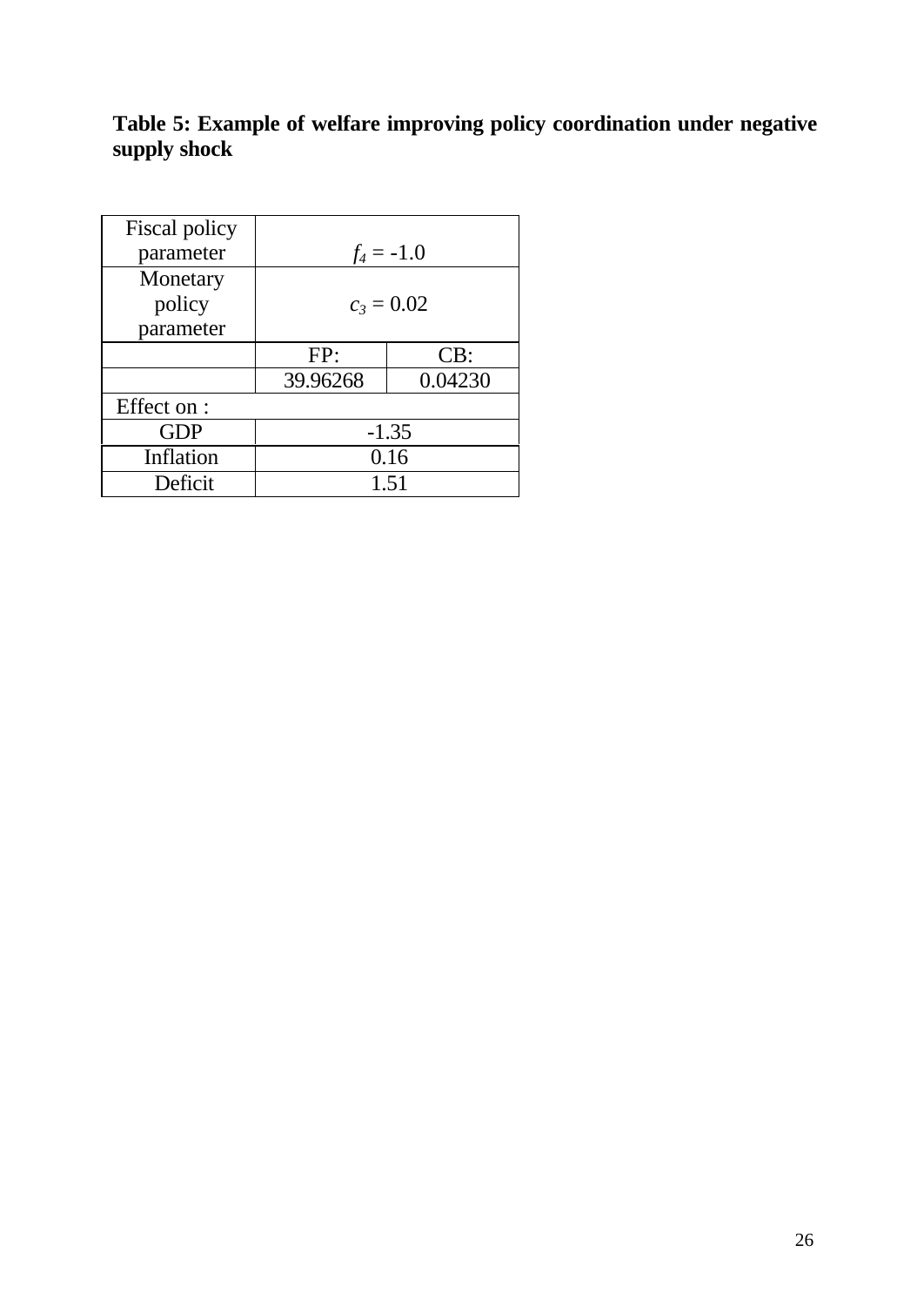**Table 5: Example of welfare improving policy coordination under negative supply shock**

| Fiscal policy parameter | $f_4$ = -1.0 | |
|---|---|---|
| Monetary policy parameter | $c_3$ = 0.02 | |
| | FP: | CB: |
| | 39.96268 | 0.04230 |
| Effect on : | | |
| GDP | -1.35 | |
| Inflation | 0.16 | |
| Deficit | 1.51 | |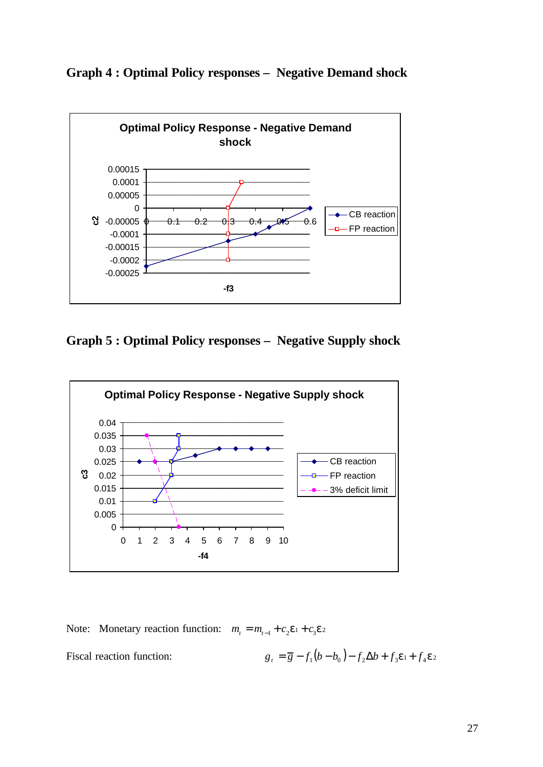**Graph 4 : Optimal Policy responses – Negative Demand shock**

**Graph 5 : Optimal Policy responses – Negative Supply shock**

Note: Monetary reaction function: $m_t = m_{t-1} + c_2\varepsilon_1 + c_3\varepsilon_2$

Fiscal reaction function: $g_t = \overline{g} - f_1(b - b_0) - f_2\Delta b + f_3\varepsilon_1 + f_4\varepsilon_2$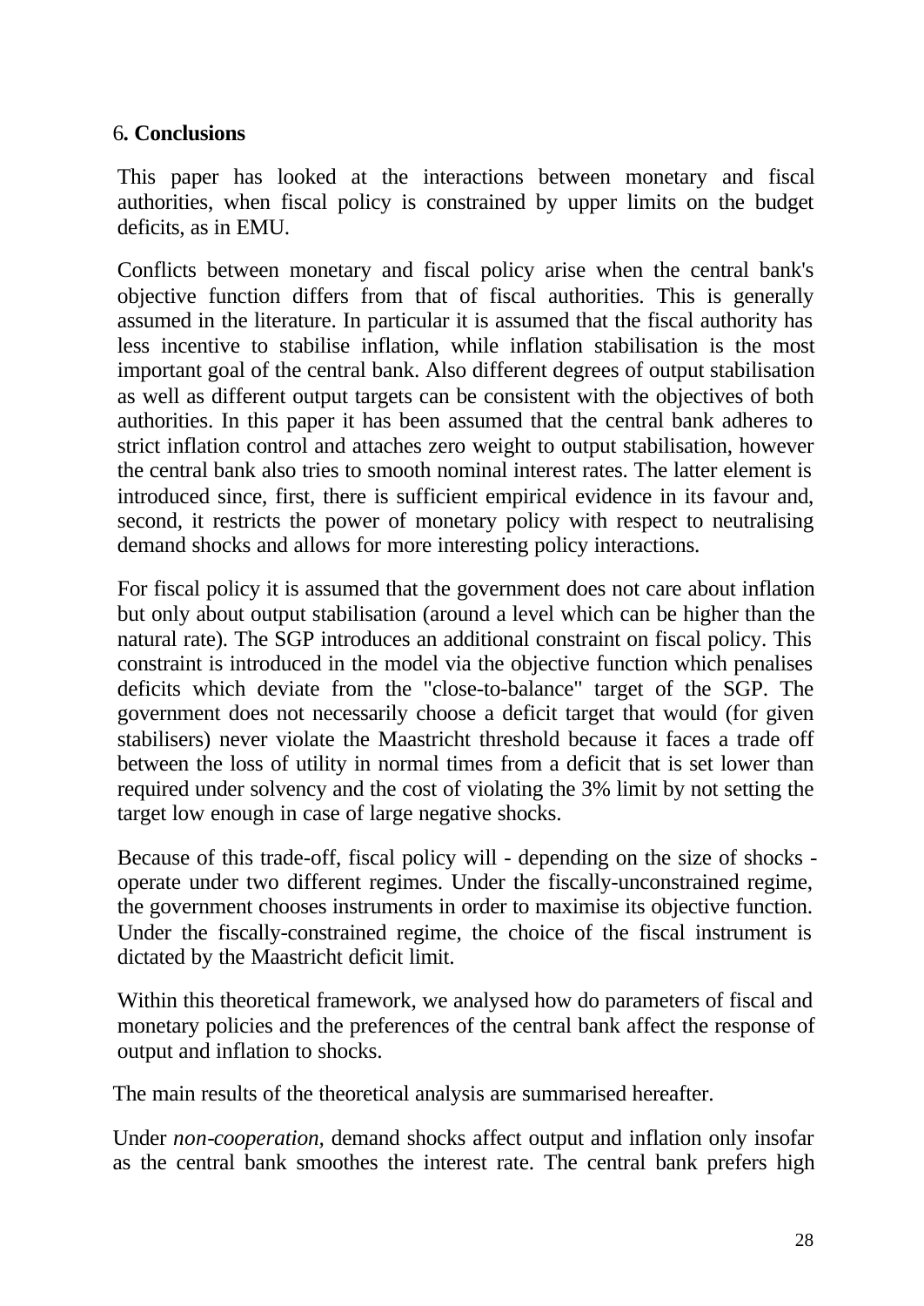## 6. Conclusions

This paper has looked at the interactions between monetary and fiscal authorities, when fiscal policy is constrained by upper limits on the budget deficits, as in EMU.

Conflicts between monetary and fiscal policy arise when the central bank's objective function differs from that of fiscal authorities. This is generally assumed in the literature. In particular it is assumed that the fiscal authority has less incentive to stabilise inflation, while inflation stabilisation is the most important goal of the central bank. Also different degrees of output stabilisation as well as different output targets can be consistent with the objectives of both authorities. In this paper it has been assumed that the central bank adheres to strict inflation control and attaches zero weight to output stabilisation, however the central bank also tries to smooth nominal interest rates. The latter element is introduced since, first, there is sufficient empirical evidence in its favour and, second, it restricts the power of monetary policy with respect to neutralising demand shocks and allows for more interesting policy interactions.

For fiscal policy it is assumed that the government does not care about inflation but only about output stabilisation (around a level which can be higher than the natural rate). The SGP introduces an additional constraint on fiscal policy. This constraint is introduced in the model via the objective function which penalises deficits which deviate from the "close-to-balance" target of the SGP. The government does not necessarily choose a deficit target that would (for given stabilisers) never violate the Maastricht threshold because it faces a trade off between the loss of utility in normal times from a deficit that is set lower than required under solvency and the cost of violating the 3% limit by not setting the target low enough in case of large negative shocks.

Because of this trade-off, fiscal policy will - depending on the size of shocks - operate under two different regimes. Under the fiscally-unconstrained regime, the government chooses instruments in order to maximise its objective function. Under the fiscally-constrained regime, the choice of the fiscal instrument is dictated by the Maastricht deficit limit.

Within this theoretical framework, we analysed how do parameters of fiscal and monetary policies and the preferences of the central bank affect the response of output and inflation to shocks.

The main results of the theoretical analysis are summarised hereafter.

Under *non-cooperation*, demand shocks affect output and inflation only insofar as the central bank smoothes the interest rate. The central bank prefers high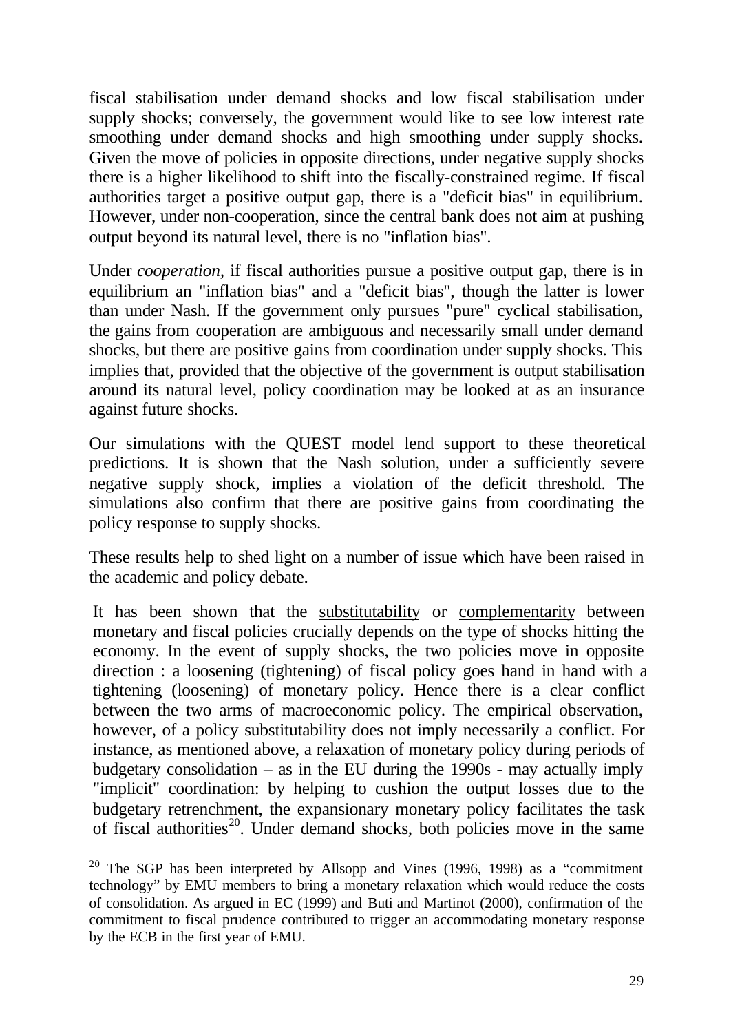fiscal stabilisation under demand shocks and low fiscal stabilisation under supply shocks; conversely, the government would like to see low interest rate smoothing under demand shocks and high smoothing under supply shocks. Given the move of policies in opposite directions, under negative supply shocks there is a higher likelihood to shift into the fiscally-constrained regime. If fiscal authorities target a positive output gap, there is a "deficit bias" in equilibrium. However, under non-cooperation, since the central bank does not aim at pushing output beyond its natural level, there is no "inflation bias".

Under *cooperation*, if fiscal authorities pursue a positive output gap, there is in equilibrium an "inflation bias" and a "deficit bias", though the latter is lower than under Nash. If the government only pursues "pure" cyclical stabilisation, the gains from cooperation are ambiguous and necessarily small under demand shocks, but there are positive gains from coordination under supply shocks. This implies that, provided that the objective of the government is output stabilisation around its natural level, policy coordination may be looked at as an insurance against future shocks.

Our simulations with the QUEST model lend support to these theoretical predictions. It is shown that the Nash solution, under a sufficiently severe negative supply shock, implies a violation of the deficit threshold. The simulations also confirm that there are positive gains from coordinating the policy response to supply shocks.

These results help to shed light on a number of issue which have been raised in the academic and policy debate.

It has been shown that the <u>substitutability</u> or <u>complementarity</u> between monetary and fiscal policies crucially depends on the type of shocks hitting the economy. In the event of supply shocks, the two policies move in opposite direction : a loosening (tightening) of fiscal policy goes hand in hand with a tightening (loosening) of monetary policy. Hence there is a clear conflict between the two arms of macroeconomic policy. The empirical observation, however, of a policy substitutability does not imply necessarily a conflict. For instance, as mentioned above, a relaxation of monetary policy during periods of budgetary consolidation – as in the EU during the 1990s - may actually imply "implicit" coordination: by helping to cushion the output losses due to the budgetary retrenchment, the expansionary monetary policy facilitates the task of fiscal authorities[20]. Under demand shocks, both policies move in the same

[20] The SGP has been interpreted by Allsopp and Vines (1996, 1998) as a "commitment technology" by EMU members to bring a monetary relaxation which would reduce the costs of consolidation. As argued in EC (1999) and Buti and Martinot (2000), confirmation of the commitment to fiscal prudence contributed to trigger an accommodating monetary response by the ECB in the first year of EMU.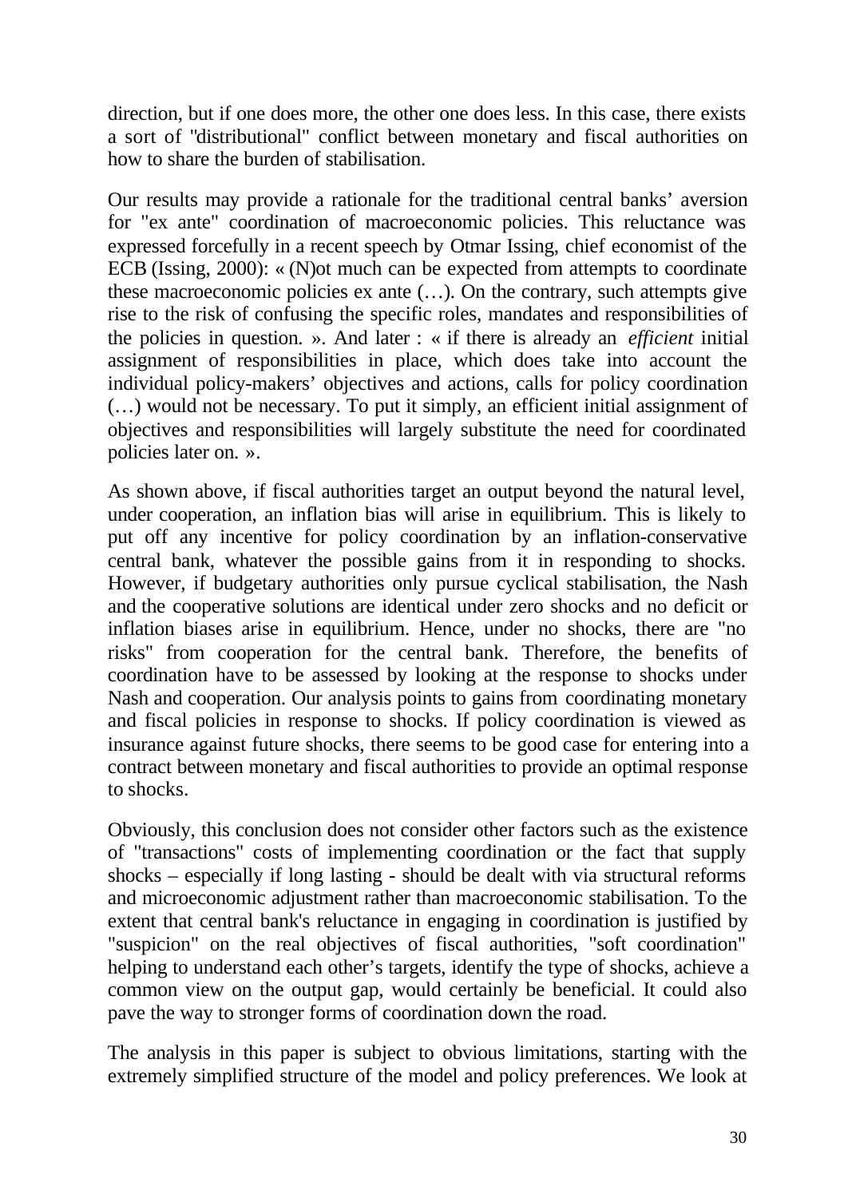direction, but if one does more, the other one does less. In this case, there exists a sort of "distributional" conflict between monetary and fiscal authorities on how to share the burden of stabilisation.

Our results may provide a rationale for the traditional central banks' aversion for "ex ante" coordination of macroeconomic policies. This reluctance was expressed forcefully in a recent speech by Otmar Issing, chief economist of the ECB (Issing, 2000): « (N)ot much can be expected from attempts to coordinate these macroeconomic policies ex ante (…). On the contrary, such attempts give rise to the risk of confusing the specific roles, mandates and responsibilities of the policies in question. ». And later : « if there is already an *efficient* initial assignment of responsibilities in place, which does take into account the individual policy-makers' objectives and actions, calls for policy coordination (…) would not be necessary. To put it simply, an efficient initial assignment of objectives and responsibilities will largely substitute the need for coordinated policies later on. ».

As shown above, if fiscal authorities target an output beyond the natural level, under cooperation, an inflation bias will arise in equilibrium. This is likely to put off any incentive for policy coordination by an inflation-conservative central bank, whatever the possible gains from it in responding to shocks. However, if budgetary authorities only pursue cyclical stabilisation, the Nash and the cooperative solutions are identical under zero shocks and no deficit or inflation biases arise in equilibrium. Hence, under no shocks, there are "no risks" from cooperation for the central bank. Therefore, the benefits of coordination have to be assessed by looking at the response to shocks under Nash and cooperation. Our analysis points to gains from coordinating monetary and fiscal policies in response to shocks. If policy coordination is viewed as insurance against future shocks, there seems to be good case for entering into a contract between monetary and fiscal authorities to provide an optimal response to shocks.

Obviously, this conclusion does not consider other factors such as the existence of "transactions" costs of implementing coordination or the fact that supply shocks – especially if long lasting - should be dealt with via structural reforms and microeconomic adjustment rather than macroeconomic stabilisation. To the extent that central bank's reluctance in engaging in coordination is justified by "suspicion" on the real objectives of fiscal authorities, "soft coordination" helping to understand each other's targets, identify the type of shocks, achieve a common view on the output gap, would certainly be beneficial. It could also pave the way to stronger forms of coordination down the road.

The analysis in this paper is subject to obvious limitations, starting with the extremely simplified structure of the model and policy preferences. We look at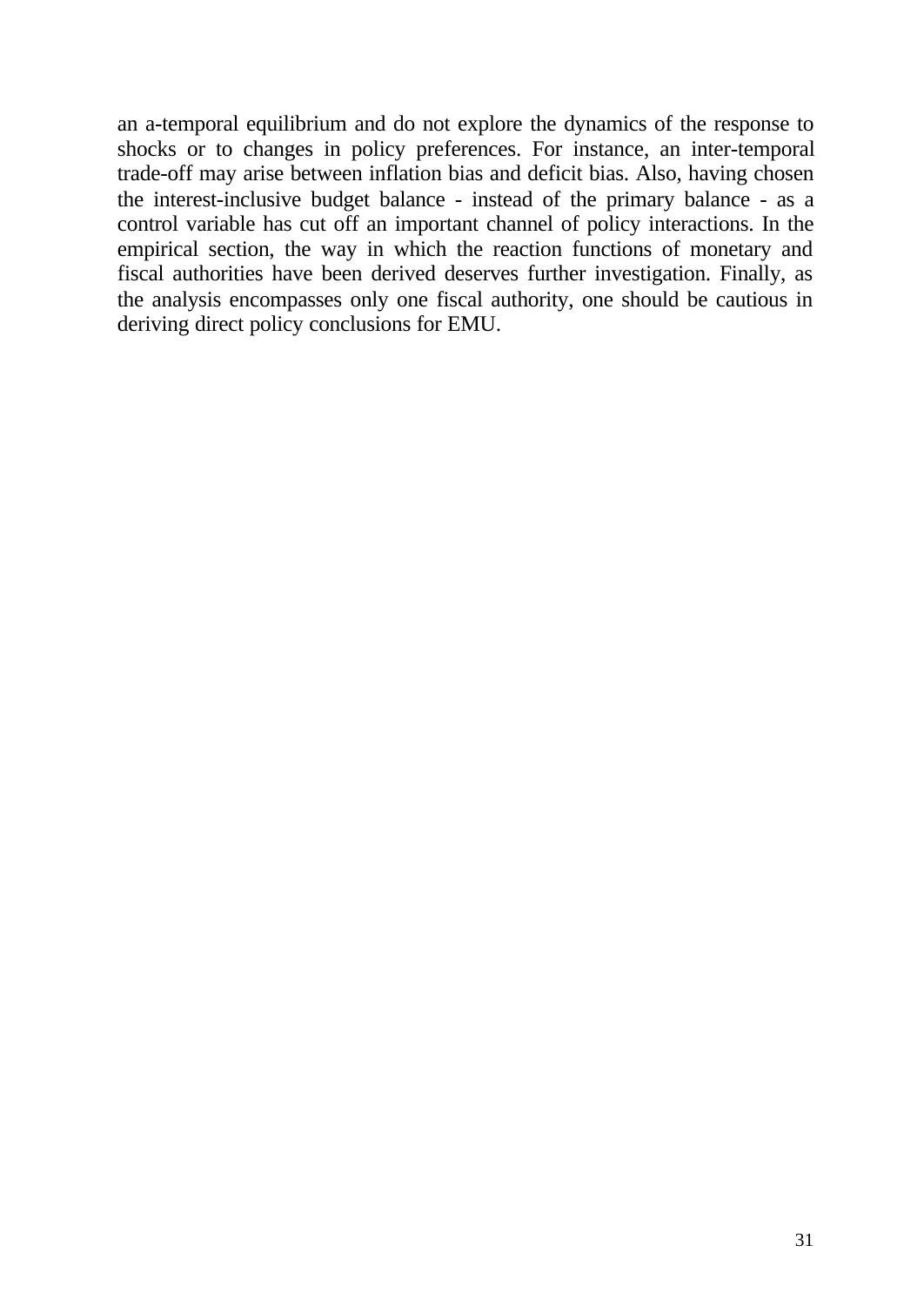an a-temporal equilibrium and do not explore the dynamics of the response to shocks or to changes in policy preferences. For instance, an inter-temporal trade-off may arise between inflation bias and deficit bias. Also, having chosen the interest-inclusive budget balance - instead of the primary balance - as a control variable has cut off an important channel of policy interactions. In the empirical section, the way in which the reaction functions of monetary and fiscal authorities have been derived deserves further investigation. Finally, as the analysis encompasses only one fiscal authority, one should be cautious in deriving direct policy conclusions for EMU.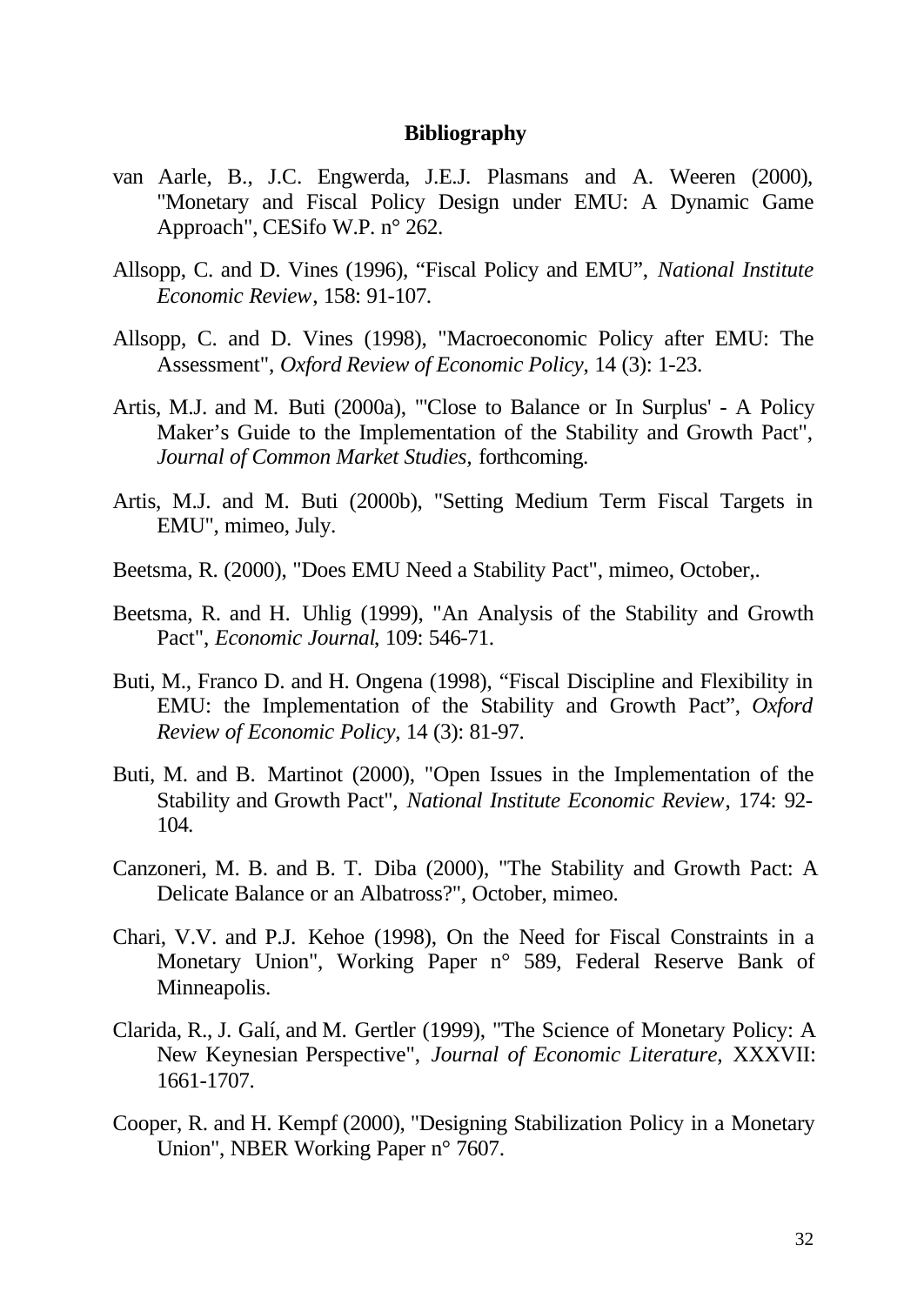**Bibliography**

van Aarle, B., J.C. Engwerda, J.E.J. Plasmans and A. Weeren (2000), "Monetary and Fiscal Policy Design under EMU: A Dynamic Game Approach", CESifo W.P. n° 262.

Allsopp, C. and D. Vines (1996), "Fiscal Policy and EMU", *National Institute Economic Review*, 158: 91-107.

Allsopp, C. and D. Vines (1998), "Macroeconomic Policy after EMU: The Assessment", *Oxford Review of Economic Policy*, 14 (3): 1-23.

Artis, M.J. and M. Buti (2000a), "'Close to Balance or In Surplus' - A Policy Maker's Guide to the Implementation of the Stability and Growth Pact", *Journal of Common Market Studies,* forthcoming.

Artis, M.J. and M. Buti (2000b), "Setting Medium Term Fiscal Targets in EMU", mimeo, July.

Beetsma, R. (2000), "Does EMU Need a Stability Pact", mimeo, October,.

Beetsma, R. and H. Uhlig (1999), "An Analysis of the Stability and Growth Pact", *Economic Journal*, 109: 546-71.

Buti, M., Franco D. and H. Ongena (1998), "Fiscal Discipline and Flexibility in EMU: the Implementation of the Stability and Growth Pact", *Oxford Review of Economic Policy*, 14 (3): 81-97.

Buti, M. and B. Martinot (2000), "Open Issues in the Implementation of the Stability and Growth Pact", *National Institute Economic Review*, 174: 92-104.

Canzoneri, M. B. and B. T. Diba (2000), "The Stability and Growth Pact: A Delicate Balance or an Albatross?", October, mimeo.

Chari, V.V. and P.J. Kehoe (1998), On the Need for Fiscal Constraints in a Monetary Union", Working Paper n° 589, Federal Reserve Bank of Minneapolis.

Clarida, R., J. Galí, and M. Gertler (1999), "The Science of Monetary Policy: A New Keynesian Perspective", *Journal of Economic Literature*, XXXVII: 1661-1707.

Cooper, R. and H. Kempf (2000), "Designing Stabilization Policy in a Monetary Union", NBER Working Paper n° 7607.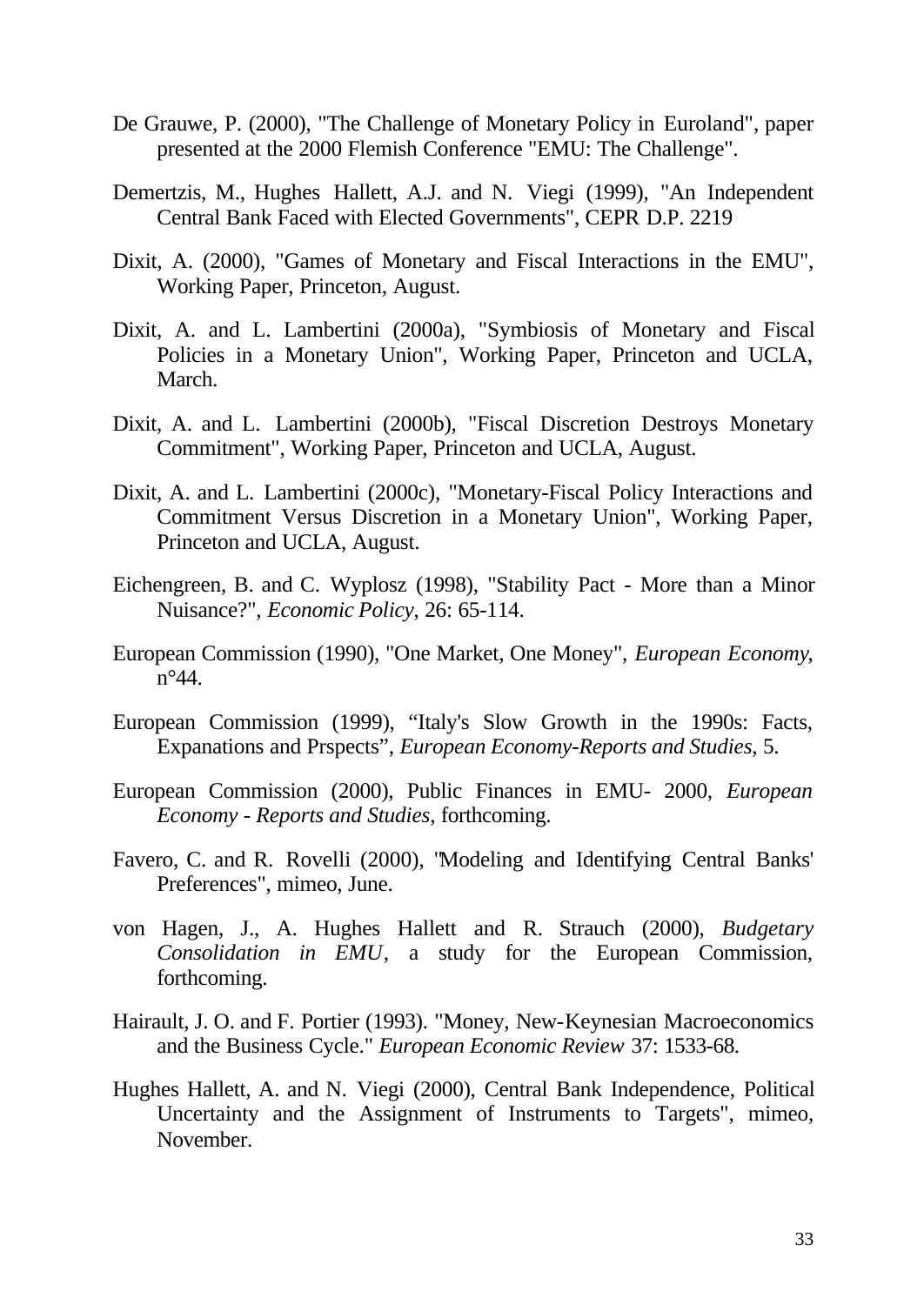De Grauwe, P. (2000), "The Challenge of Monetary Policy in Euroland", paper presented at the 2000 Flemish Conference "EMU: The Challenge".

Demertzis, M., Hughes Hallett, A.J. and N. Viegi (1999), "An Independent Central Bank Faced with Elected Governments", CEPR D.P. 2219

Dixit, A. (2000), "Games of Monetary and Fiscal Interactions in the EMU", Working Paper, Princeton, August.

Dixit, A. and L. Lambertini (2000a), "Symbiosis of Monetary and Fiscal Policies in a Monetary Union", Working Paper, Princeton and UCLA, March.

Dixit, A. and L. Lambertini (2000b), "Fiscal Discretion Destroys Monetary Commitment", Working Paper, Princeton and UCLA, August.

Dixit, A. and L. Lambertini (2000c), "Monetary-Fiscal Policy Interactions and Commitment Versus Discretion in a Monetary Union", Working Paper, Princeton and UCLA, August.

Eichengreen, B. and C. Wyplosz (1998), "Stability Pact - More than a Minor Nuisance?", *Economic Policy*, 26: 65-114.

European Commission (1990), "One Market, One Money", *European Economy*, n°44.

European Commission (1999), "Italy's Slow Growth in the 1990s: Facts, Expanations and Prspects", *European Economy-Reports and Studies*, 5.

European Commission (2000), Public Finances in EMU- 2000, *European Economy - Reports and Studies*, forthcoming.

Favero, C. and R. Rovelli (2000), "Modeling and Identifying Central Banks' Preferences", mimeo, June.

von Hagen, J., A. Hughes Hallett and R. Strauch (2000), *Budgetary Consolidation in EMU*, a study for the European Commission, forthcoming.

Hairault, J. O. and F. Portier (1993). "Money, New-Keynesian Macroeconomics and the Business Cycle." *European Economic Review* 37: 1533-68.

Hughes Hallett, A. and N. Viegi (2000), Central Bank Independence, Political Uncertainty and the Assignment of Instruments to Targets", mimeo, November.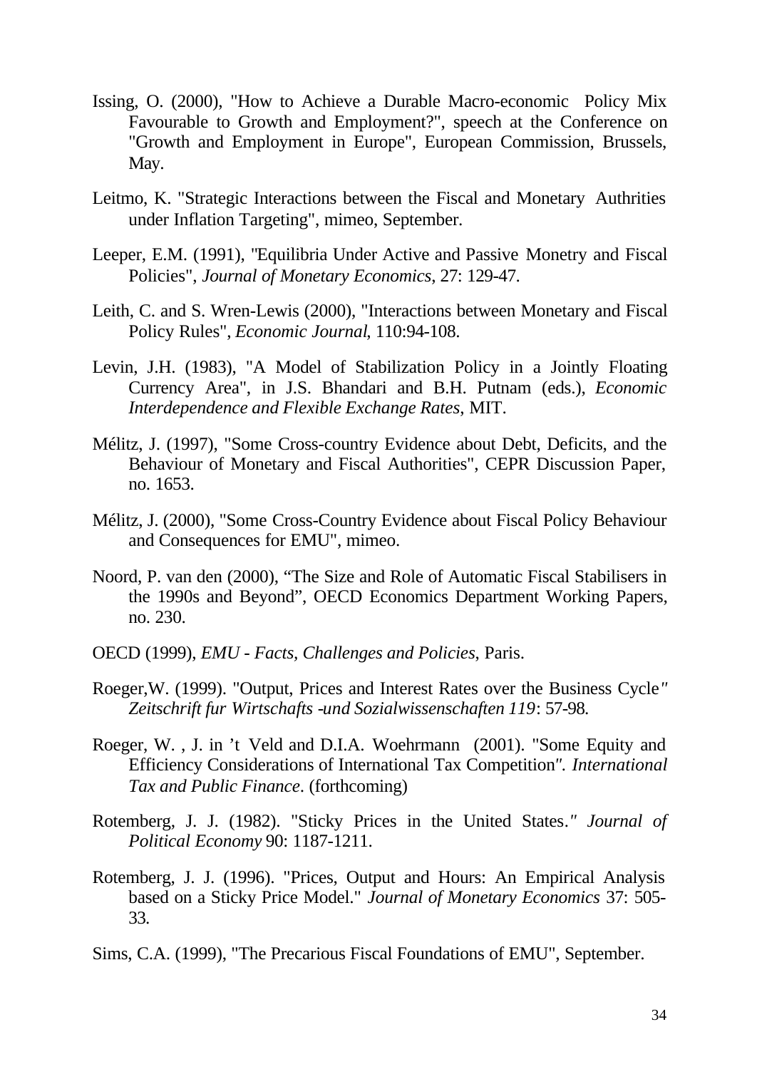Issing, O. (2000), "How to Achieve a Durable Macro-economic Policy Mix Favourable to Growth and Employment?", speech at the Conference on "Growth and Employment in Europe", European Commission, Brussels, May.

Leitmo, K. "Strategic Interactions between the Fiscal and Monetary Authrities under Inflation Targeting", mimeo, September.

Leeper, E.M. (1991), "Equilibria Under Active and Passive Monetry and Fiscal Policies", *Journal of Monetary Economics*, 27: 129-47.

Leith, C. and S. Wren-Lewis (2000), "Interactions between Monetary and Fiscal Policy Rules", *Economic Journal*, 110:94-108.

Levin, J.H. (1983), "A Model of Stabilization Policy in a Jointly Floating Currency Area", in J.S. Bhandari and B.H. Putnam (eds.), *Economic Interdependence and Flexible Exchange Rates*, MIT.

Mélitz, J. (1997), "Some Cross-country Evidence about Debt, Deficits, and the Behaviour of Monetary and Fiscal Authorities", CEPR Discussion Paper, no. 1653.

Mélitz, J. (2000), "Some Cross-Country Evidence about Fiscal Policy Behaviour and Consequences for EMU", mimeo.

Noord, P. van den (2000), "The Size and Role of Automatic Fiscal Stabilisers in the 1990s and Beyond", OECD Economics Department Working Papers, no. 230.

OECD (1999), *EMU - Facts, Challenges and Policies*, Paris.

Roeger,W. (1999). "Output, Prices and Interest Rates over the Business Cycle" *Zeitschrift fur Wirtschafts -und Sozialwissenschaften 119*: 57-98.

Roeger, W. , J. in 't Veld and D.I.A. Woehrmann (2001). "Some Equity and Efficiency Considerations of International Tax Competition". *International Tax and Public Finance*. (forthcoming)

Rotemberg, J. J. (1982). "Sticky Prices in the United States." *Journal of Political Economy* 90: 1187-1211.

Rotemberg, J. J. (1996). "Prices, Output and Hours: An Empirical Analysis based on a Sticky Price Model." *Journal of Monetary Economics* 37: 505-33.

Sims, C.A. (1999), "The Precarious Fiscal Foundations of EMU", September.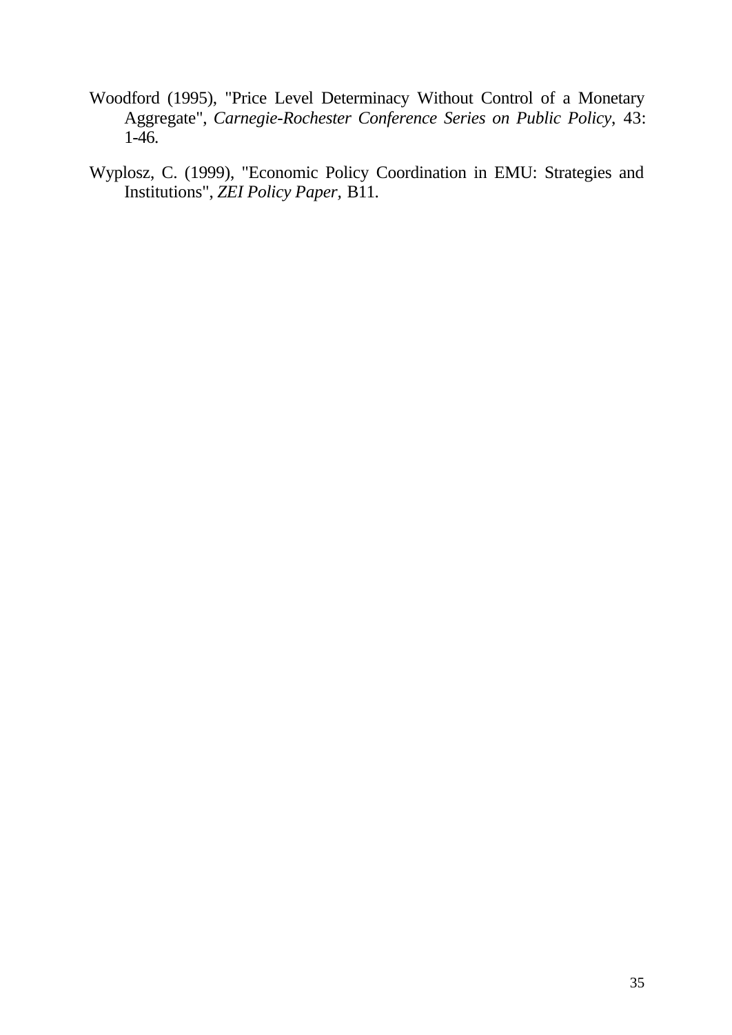Woodford (1995), "Price Level Determinacy Without Control of a Monetary Aggregate", *Carnegie-Rochester Conference Series on Public Policy*, 43: 1-46.

Wyplosz, C. (1999), "Economic Policy Coordination in EMU: Strategies and Institutions", *ZEI Policy Paper,* B11.